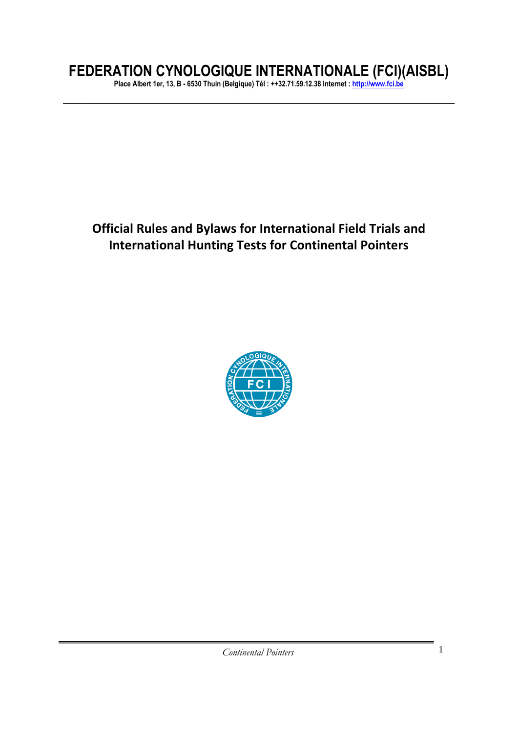# FEDERATION CYNOLOGIQUE INTERNATIONALE (FCI)(AISBL)

Place Albert 1er, 13, B - 6530 Thuin (Belgique) Tél : ++32.71.59.12.38 Internet : http://www.fci.be

---

## Official Rules and Bylaws for International Field Trials and International Hunting Tests for Continental Pointers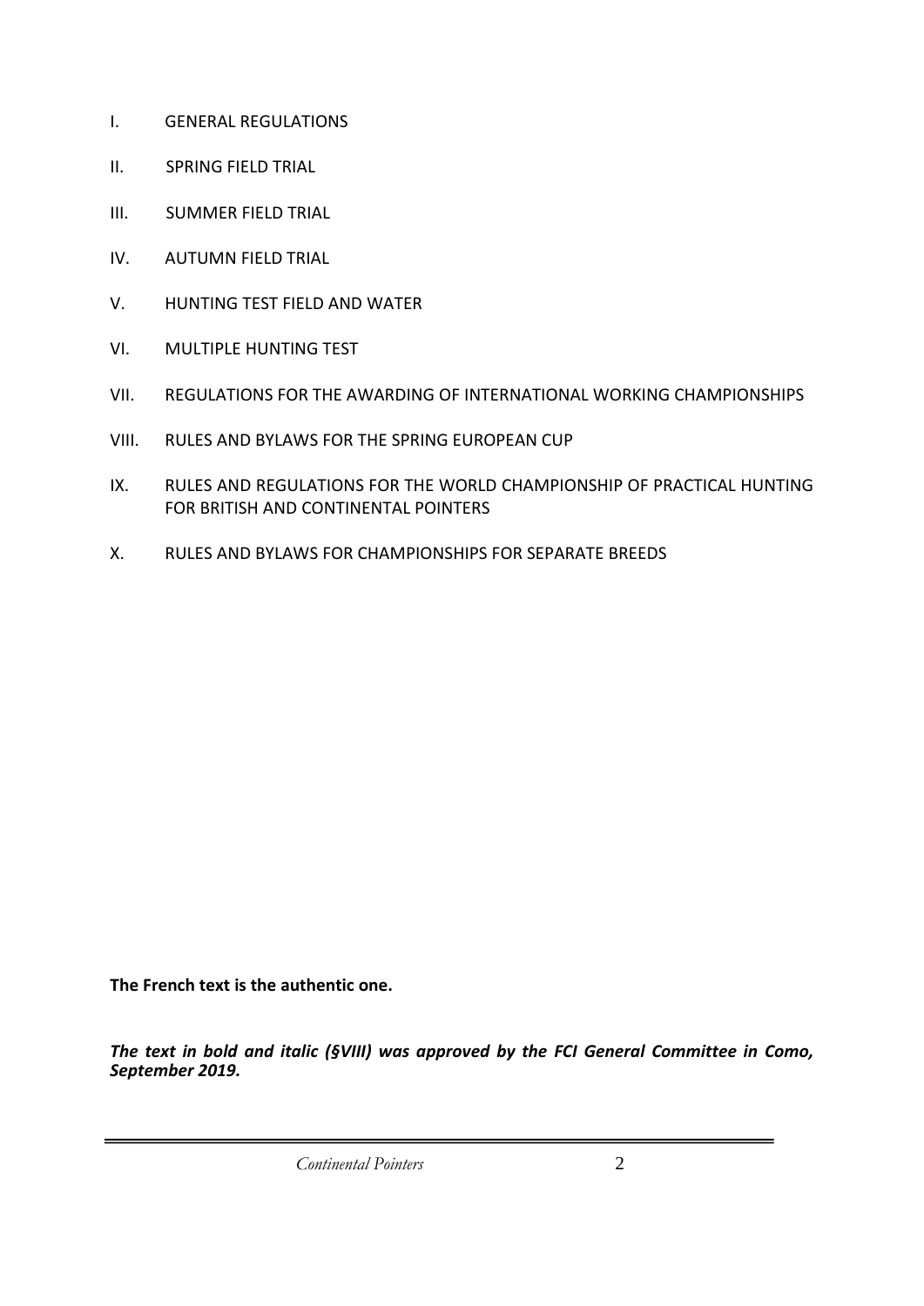I. GENERAL REGULATIONS

II. SPRING FIELD TRIAL

III. SUMMER FIELD TRIAL

IV. AUTUMN FIELD TRIAL

V. HUNTING TEST FIELD AND WATER

VI. MULTIPLE HUNTING TEST

VII. REGULATIONS FOR THE AWARDING OF INTERNATIONAL WORKING CHAMPIONSHIPS

VIII. RULES AND BYLAWS FOR THE SPRING EUROPEAN CUP

IX. RULES AND REGULATIONS FOR THE WORLD CHAMPIONSHIP OF PRACTICAL HUNTING FOR BRITISH AND CONTINENTAL POINTERS

X. RULES AND BYLAWS FOR CHAMPIONSHIPS FOR SEPARATE BREEDS

**The French text is the authentic one.**

***The text in bold and italic (§VIII) was approved by the FCI General Committee in Como, September 2019.***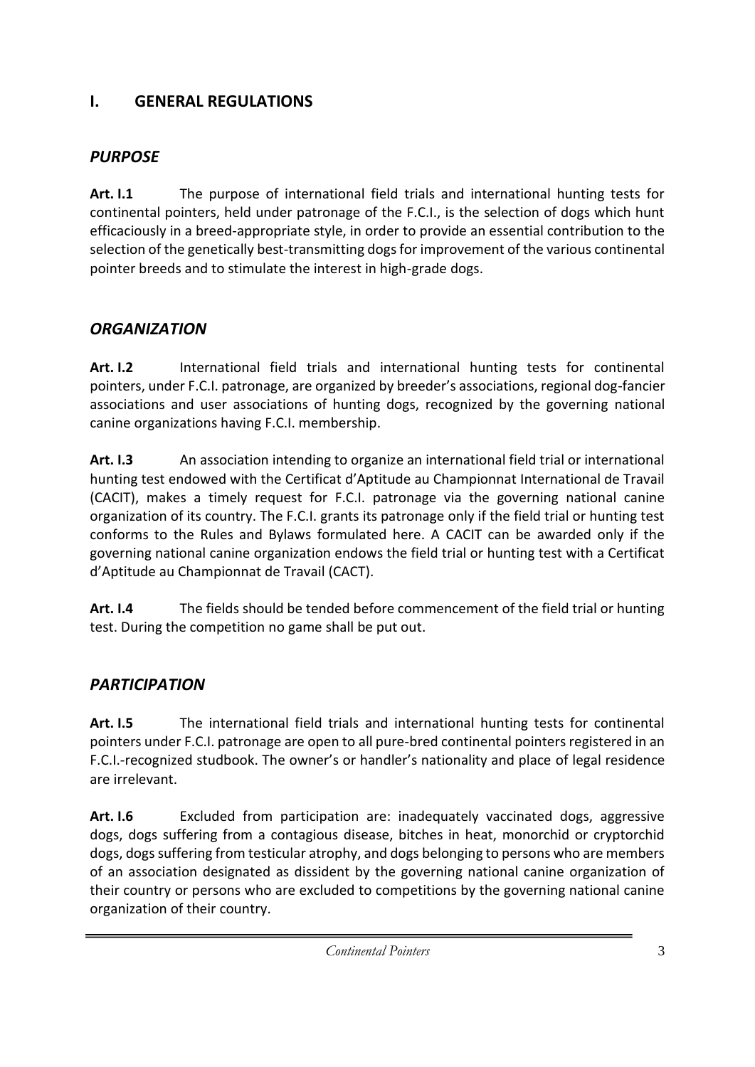## I. GENERAL REGULATIONS

### *PURPOSE*

**Art. I.1** The purpose of international field trials and international hunting tests for continental pointers, held under patronage of the F.C.I., is the selection of dogs which hunt efficaciously in a breed-appropriate style, in order to provide an essential contribution to the selection of the genetically best-transmitting dogs for improvement of the various continental pointer breeds and to stimulate the interest in high-grade dogs.

### *ORGANIZATION*

**Art. I.2** International field trials and international hunting tests for continental pointers, under F.C.I. patronage, are organized by breeder's associations, regional dog-fancier associations and user associations of hunting dogs, recognized by the governing national canine organizations having F.C.I. membership.

**Art. I.3** An association intending to organize an international field trial or international hunting test endowed with the Certificat d'Aptitude au Championnat International de Travail (CACIT), makes a timely request for F.C.I. patronage via the governing national canine organization of its country. The F.C.I. grants its patronage only if the field trial or hunting test conforms to the Rules and Bylaws formulated here. A CACIT can be awarded only if the governing national canine organization endows the field trial or hunting test with a Certificat d'Aptitude au Championnat de Travail (CACT).

**Art. I.4** The fields should be tended before commencement of the field trial or hunting test. During the competition no game shall be put out.

### *PARTICIPATION*

**Art. I.5** The international field trials and international hunting tests for continental pointers under F.C.I. patronage are open to all pure-bred continental pointers registered in an F.C.I.-recognized studbook. The owner's or handler's nationality and place of legal residence are irrelevant.

**Art. I.6** Excluded from participation are: inadequately vaccinated dogs, aggressive dogs, dogs suffering from a contagious disease, bitches in heat, monorchid or cryptorchid dogs, dogs suffering from testicular atrophy, and dogs belonging to persons who are members of an association designated as dissident by the governing national canine organization of their country or persons who are excluded to competitions by the governing national canine organization of their country.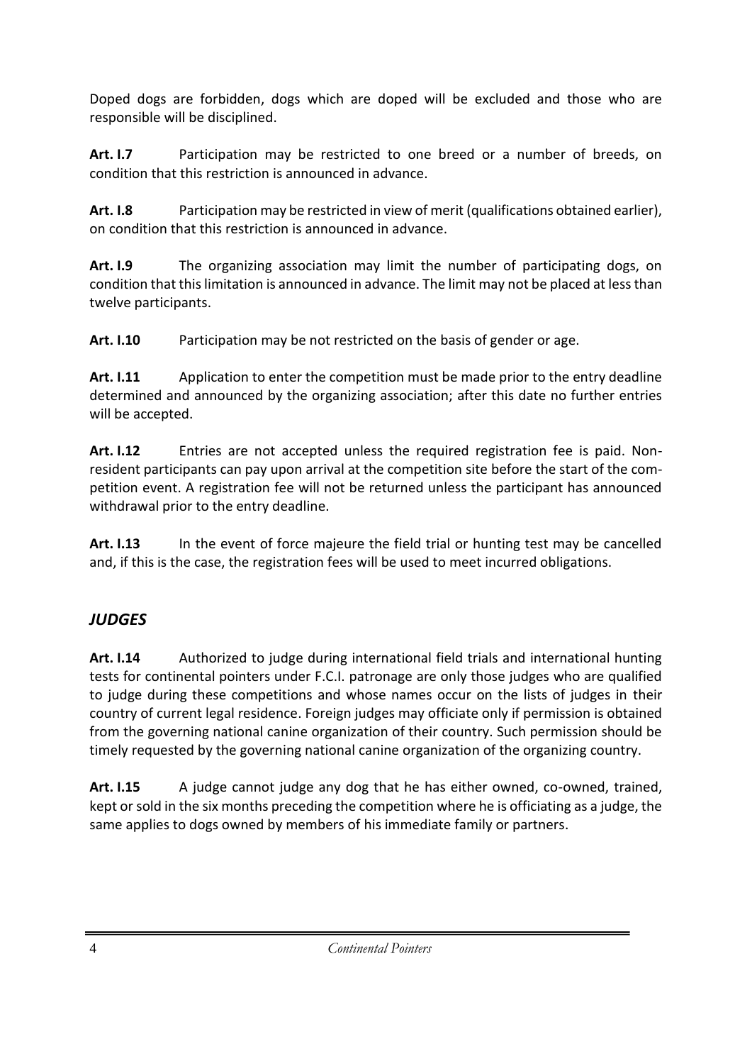Doped dogs are forbidden, dogs which are doped will be excluded and those who are responsible will be disciplined.

**Art. I.7** Participation may be restricted to one breed or a number of breeds, on condition that this restriction is announced in advance.

**Art. I.8** Participation may be restricted in view of merit (qualifications obtained earlier), on condition that this restriction is announced in advance.

**Art. I.9** The organizing association may limit the number of participating dogs, on condition that this limitation is announced in advance. The limit may not be placed at less than twelve participants.

**Art. I.10** Participation may be not restricted on the basis of gender or age.

**Art. I.11** Application to enter the competition must be made prior to the entry deadline determined and announced by the organizing association; after this date no further entries will be accepted.

**Art. I.12** Entries are not accepted unless the required registration fee is paid. Non-resident participants can pay upon arrival at the competition site before the start of the competition event. A registration fee will not be returned unless the participant has announced withdrawal prior to the entry deadline.

**Art. I.13** In the event of force majeure the field trial or hunting test may be cancelled and, if this is the case, the registration fees will be used to meet incurred obligations.

## *JUDGES*

**Art. I.14** Authorized to judge during international field trials and international hunting tests for continental pointers under F.C.I. patronage are only those judges who are qualified to judge during these competitions and whose names occur on the lists of judges in their country of current legal residence. Foreign judges may officiate only if permission is obtained from the governing national canine organization of their country. Such permission should be timely requested by the governing national canine organization of the organizing country.

**Art. I.15** A judge cannot judge any dog that he has either owned, co-owned, trained, kept or sold in the six months preceding the competition where he is officiating as a judge, the same applies to dogs owned by members of his immediate family or partners.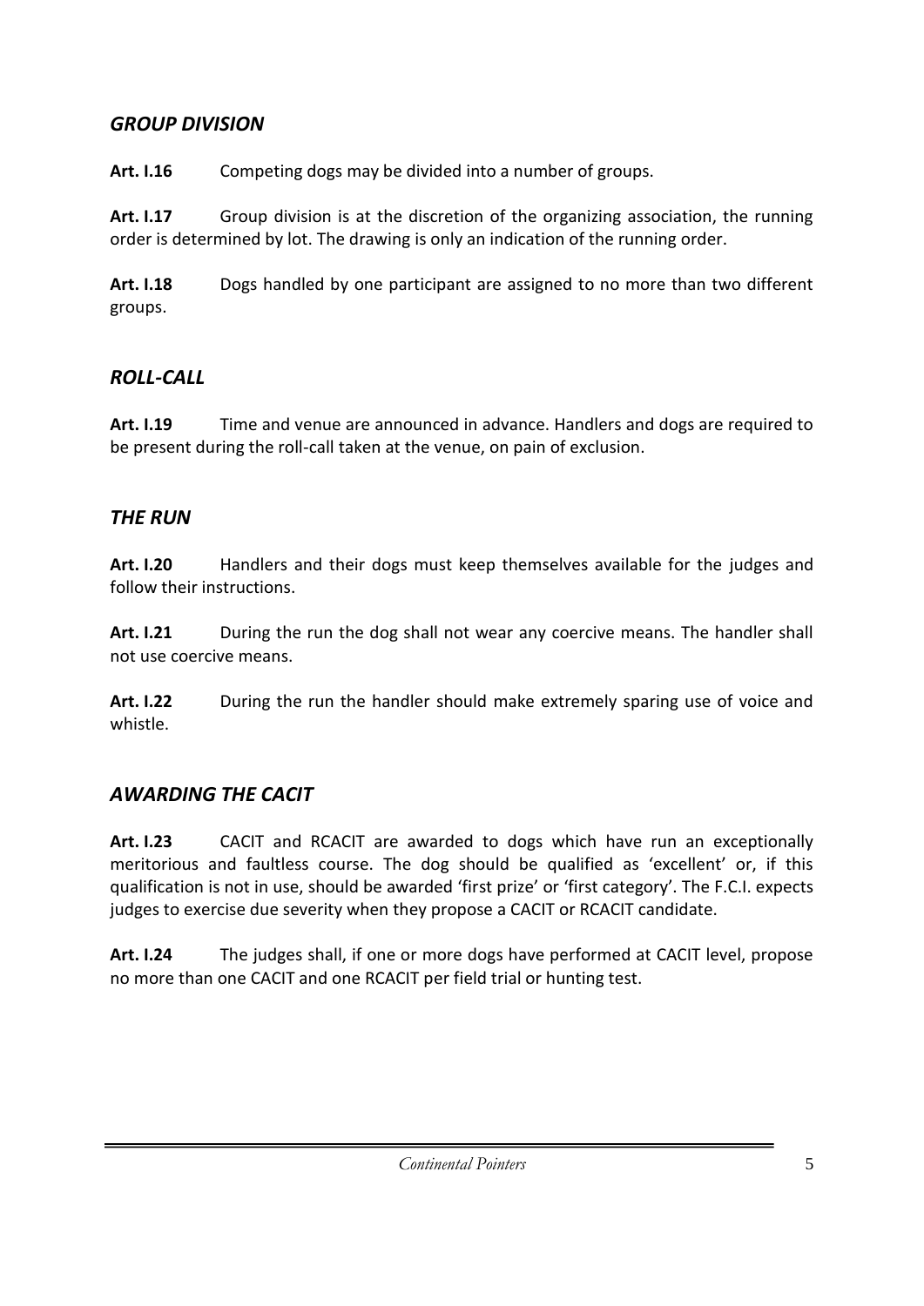### *GROUP DIVISION*

**Art. I.16** Competing dogs may be divided into a number of groups.

**Art. I.17** Group division is at the discretion of the organizing association, the running order is determined by lot. The drawing is only an indication of the running order.

**Art. I.18** Dogs handled by one participant are assigned to no more than two different groups.

### *ROLL-CALL*

**Art. I.19** Time and venue are announced in advance. Handlers and dogs are required to be present during the roll-call taken at the venue, on pain of exclusion.

### *THE RUN*

**Art. I.20** Handlers and their dogs must keep themselves available for the judges and follow their instructions.

**Art. I.21** During the run the dog shall not wear any coercive means. The handler shall not use coercive means.

**Art. I.22** During the run the handler should make extremely sparing use of voice and whistle.

### *AWARDING THE CACIT*

**Art. I.23** CACIT and RCACIT are awarded to dogs which have run an exceptionally meritorious and faultless course. The dog should be qualified as 'excellent' or, if this qualification is not in use, should be awarded 'first prize' or 'first category'. The F.C.I. expects judges to exercise due severity when they propose a CACIT or RCACIT candidate.

**Art. I.24** The judges shall, if one or more dogs have performed at CACIT level, propose no more than one CACIT and one RCACIT per field trial or hunting test.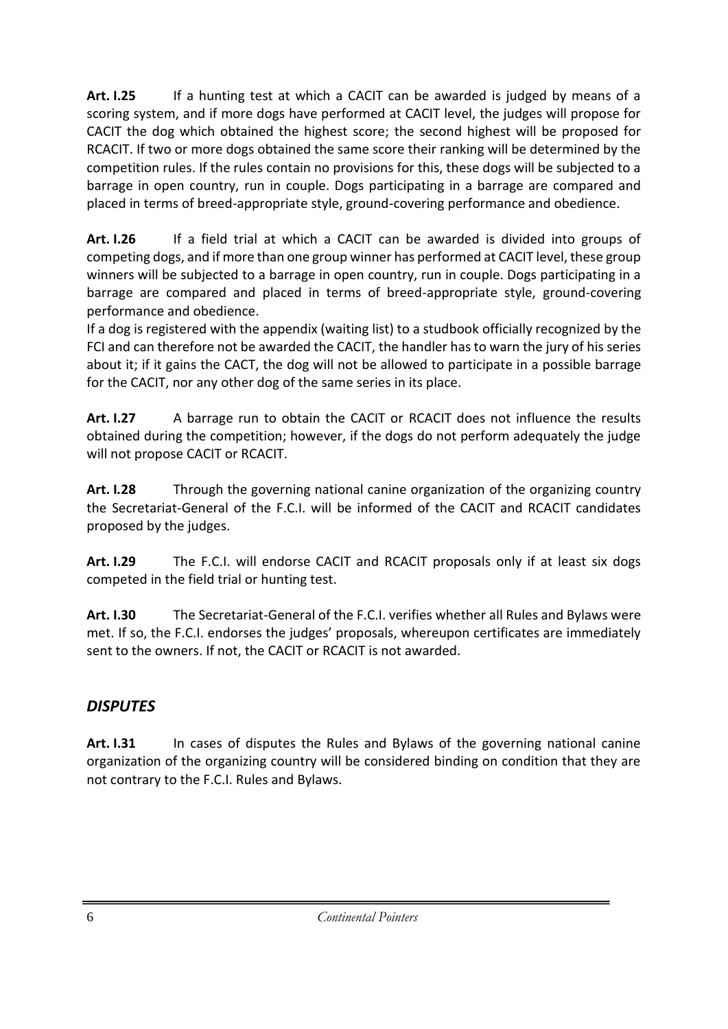**Art. I.25** If a hunting test at which a CACIT can be awarded is judged by means of a scoring system, and if more dogs have performed at CACIT level, the judges will propose for CACIT the dog which obtained the highest score; the second highest will be proposed for RCACIT. If two or more dogs obtained the same score their ranking will be determined by the competition rules. If the rules contain no provisions for this, these dogs will be subjected to a barrage in open country, run in couple. Dogs participating in a barrage are compared and placed in terms of breed-appropriate style, ground-covering performance and obedience.

**Art. I.26** If a field trial at which a CACIT can be awarded is divided into groups of competing dogs, and if more than one group winner has performed at CACIT level, these group winners will be subjected to a barrage in open country, run in couple. Dogs participating in a barrage are compared and placed in terms of breed-appropriate style, ground-covering performance and obedience.
If a dog is registered with the appendix (waiting list) to a studbook officially recognized by the FCI and can therefore not be awarded the CACIT, the handler has to warn the jury of his series about it; if it gains the CACT, the dog will not be allowed to participate in a possible barrage for the CACIT, nor any other dog of the same series in its place.

**Art. I.27** A barrage run to obtain the CACIT or RCACIT does not influence the results obtained during the competition; however, if the dogs do not perform adequately the judge will not propose CACIT or RCACIT.

**Art. I.28** Through the governing national canine organization of the organizing country the Secretariat-General of the F.C.I. will be informed of the CACIT and RCACIT candidates proposed by the judges.

**Art. I.29** The F.C.I. will endorse CACIT and RCACIT proposals only if at least six dogs competed in the field trial or hunting test.

**Art. I.30** The Secretariat-General of the F.C.I. verifies whether all Rules and Bylaws were met. If so, the F.C.I. endorses the judges' proposals, whereupon certificates are immediately sent to the owners. If not, the CACIT or RCACIT is not awarded.

## *DISPUTES*

**Art. I.31** In cases of disputes the Rules and Bylaws of the governing national canine organization of the organizing country will be considered binding on condition that they are not contrary to the F.C.I. Rules and Bylaws.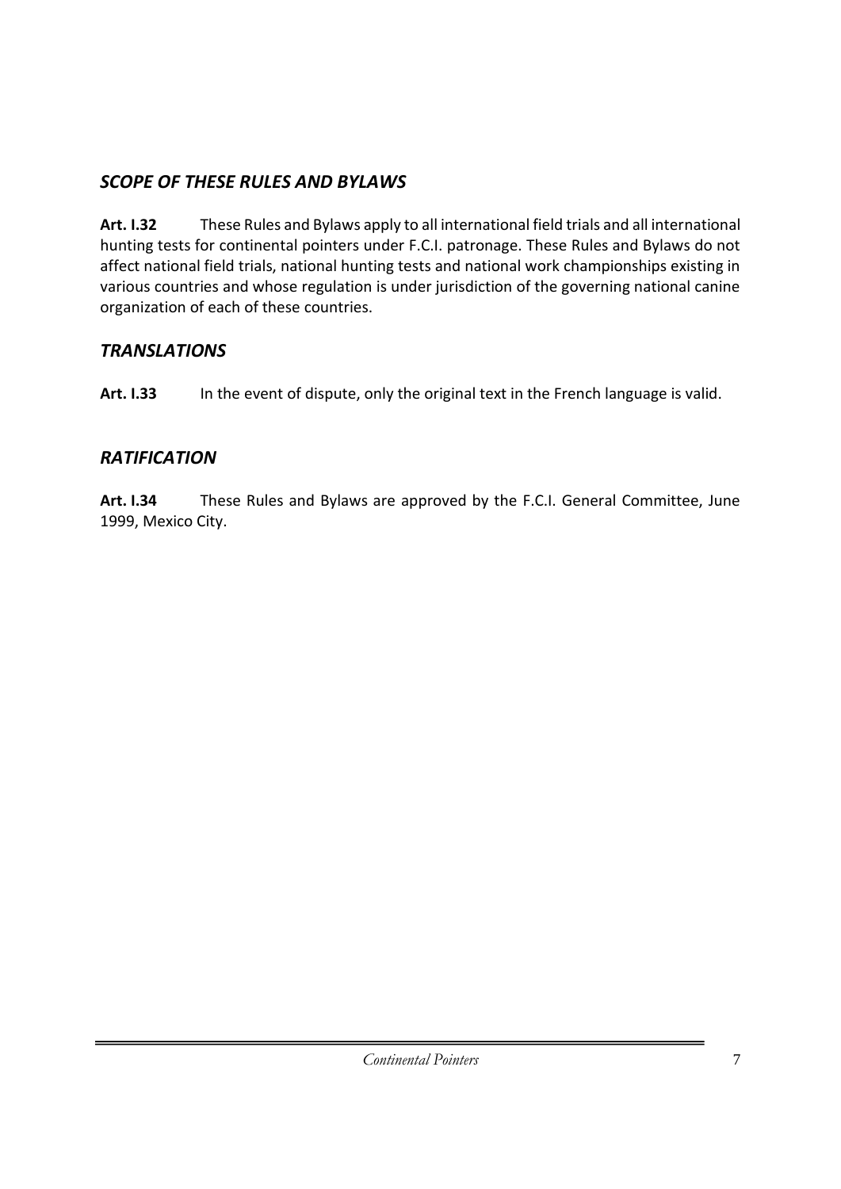## *SCOPE OF THESE RULES AND BYLAWS*

**Art. I.32** These Rules and Bylaws apply to all international field trials and all international hunting tests for continental pointers under F.C.I. patronage. These Rules and Bylaws do not affect national field trials, national hunting tests and national work championships existing in various countries and whose regulation is under jurisdiction of the governing national canine organization of each of these countries.

## *TRANSLATIONS*

**Art. I.33** In the event of dispute, only the original text in the French language is valid.

## *RATIFICATION*

**Art. I.34** These Rules and Bylaws are approved by the F.C.I. General Committee, June 1999, Mexico City.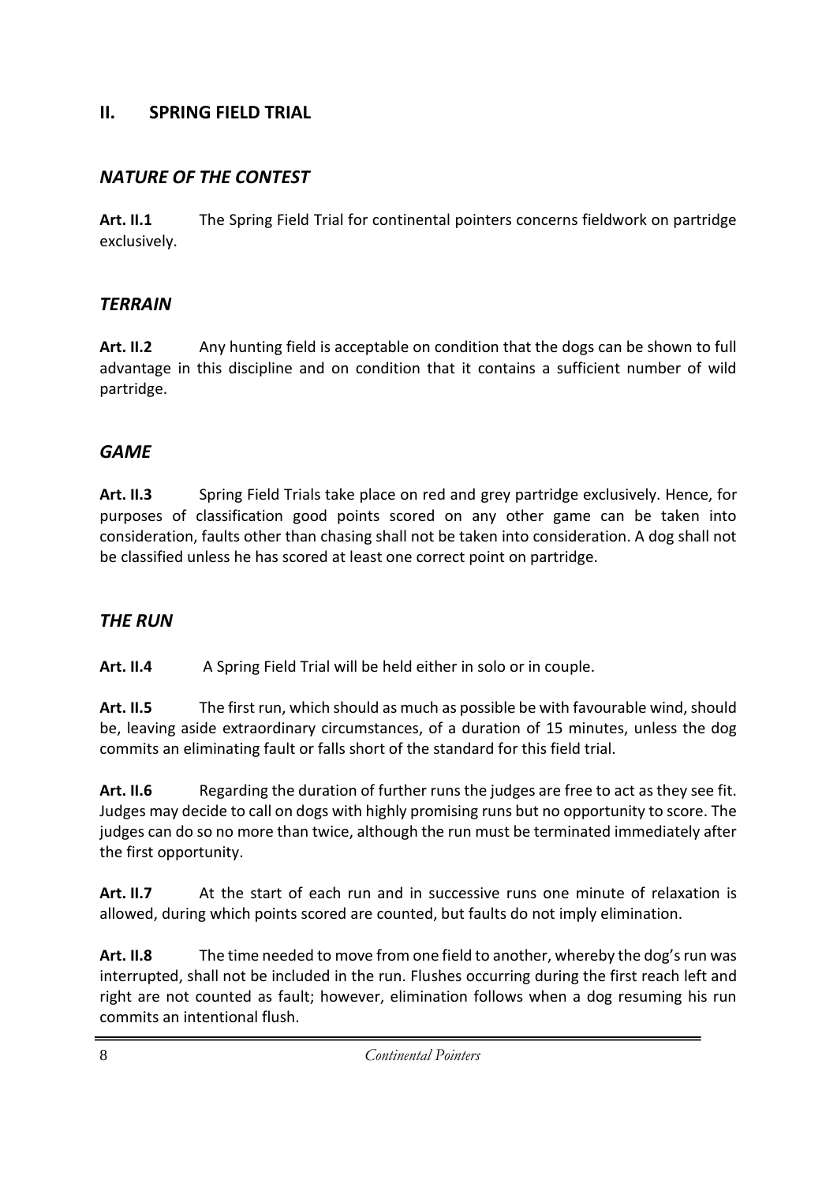## II. SPRING FIELD TRIAL

### *NATURE OF THE CONTEST*

**Art. II.1** The Spring Field Trial for continental pointers concerns fieldwork on partridge exclusively.

### *TERRAIN*

**Art. II.2** Any hunting field is acceptable on condition that the dogs can be shown to full advantage in this discipline and on condition that it contains a sufficient number of wild partridge.

### *GAME*

**Art. II.3** Spring Field Trials take place on red and grey partridge exclusively. Hence, for purposes of classification good points scored on any other game can be taken into consideration, faults other than chasing shall not be taken into consideration. A dog shall not be classified unless he has scored at least one correct point on partridge.

### *THE RUN*

**Art. II.4** A Spring Field Trial will be held either in solo or in couple.

**Art. II.5** The first run, which should as much as possible be with favourable wind, should be, leaving aside extraordinary circumstances, of a duration of 15 minutes, unless the dog commits an eliminating fault or falls short of the standard for this field trial.

**Art. II.6** Regarding the duration of further runs the judges are free to act as they see fit. Judges may decide to call on dogs with highly promising runs but no opportunity to score. The judges can do so no more than twice, although the run must be terminated immediately after the first opportunity.

**Art. II.7** At the start of each run and in successive runs one minute of relaxation is allowed, during which points scored are counted, but faults do not imply elimination.

**Art. II.8** The time needed to move from one field to another, whereby the dog's run was interrupted, shall not be included in the run. Flushes occurring during the first reach left and right are not counted as fault; however, elimination follows when a dog resuming his run commits an intentional flush.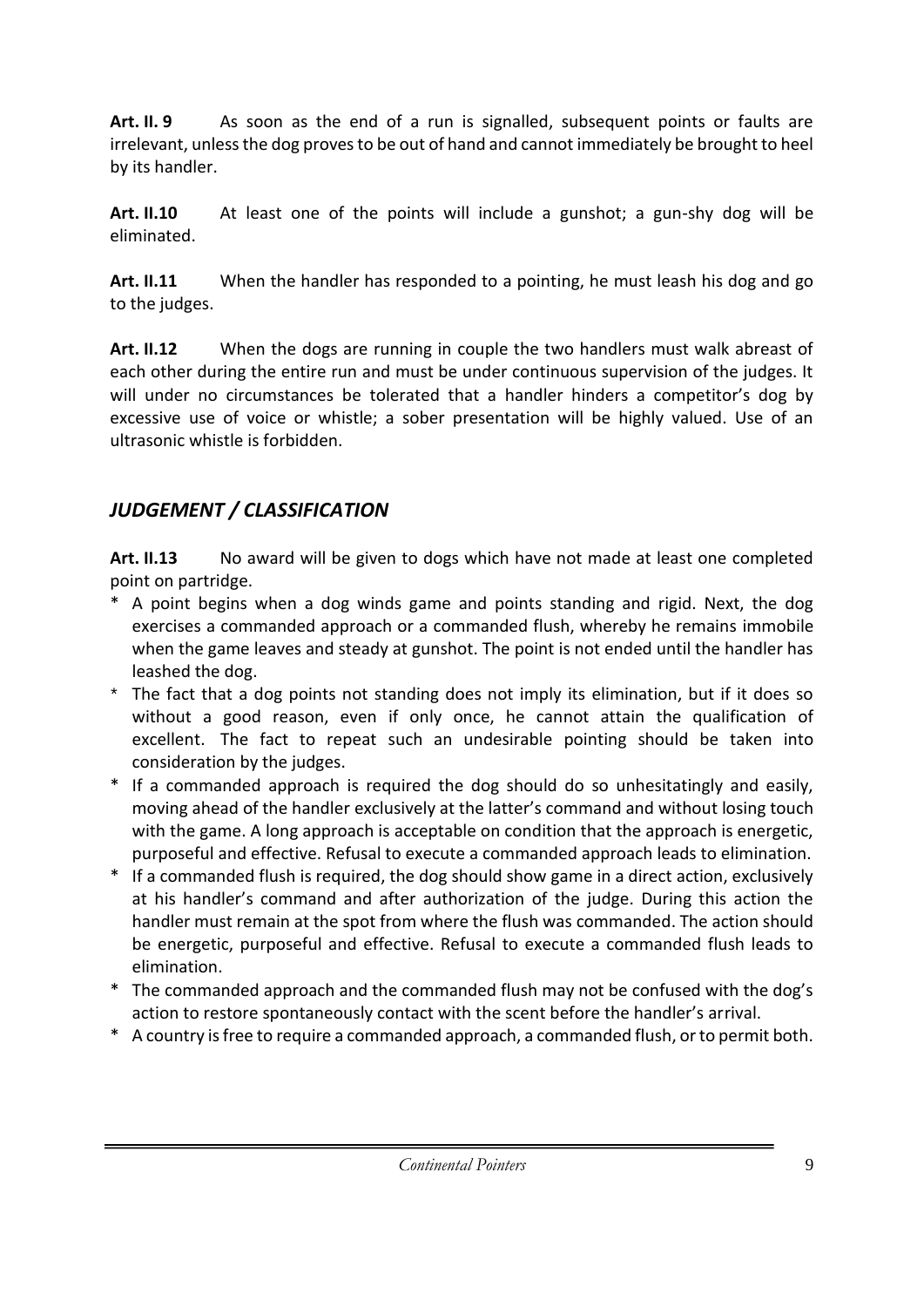**Art. II. 9** As soon as the end of a run is signalled, subsequent points or faults are irrelevant, unless the dog proves to be out of hand and cannot immediately be brought to heel by its handler.

**Art. II.10** At least one of the points will include a gunshot; a gun-shy dog will be eliminated.

**Art. II.11** When the handler has responded to a pointing, he must leash his dog and go to the judges.

**Art. II.12** When the dogs are running in couple the two handlers must walk abreast of each other during the entire run and must be under continuous supervision of the judges. It will under no circumstances be tolerated that a handler hinders a competitor's dog by excessive use of voice or whistle; a sober presentation will be highly valued. Use of an ultrasonic whistle is forbidden.

## *JUDGEMENT / CLASSIFICATION*

**Art. II.13** No award will be given to dogs which have not made at least one completed point on partridge.

* A point begins when a dog winds game and points standing and rigid. Next, the dog exercises a commanded approach or a commanded flush, whereby he remains immobile when the game leaves and steady at gunshot. The point is not ended until the handler has leashed the dog.
* The fact that a dog points not standing does not imply its elimination, but if it does so without a good reason, even if only once, he cannot attain the qualification of excellent. The fact to repeat such an undesirable pointing should be taken into consideration by the judges.
* If a commanded approach is required the dog should do so unhesitatingly and easily, moving ahead of the handler exclusively at the latter's command and without losing touch with the game. A long approach is acceptable on condition that the approach is energetic, purposeful and effective. Refusal to execute a commanded approach leads to elimination.
* If a commanded flush is required, the dog should show game in a direct action, exclusively at his handler's command and after authorization of the judge. During this action the handler must remain at the spot from where the flush was commanded. The action should be energetic, purposeful and effective. Refusal to execute a commanded flush leads to elimination.
* The commanded approach and the commanded flush may not be confused with the dog's action to restore spontaneously contact with the scent before the handler's arrival.
* A country is free to require a commanded approach, a commanded flush, or to permit both.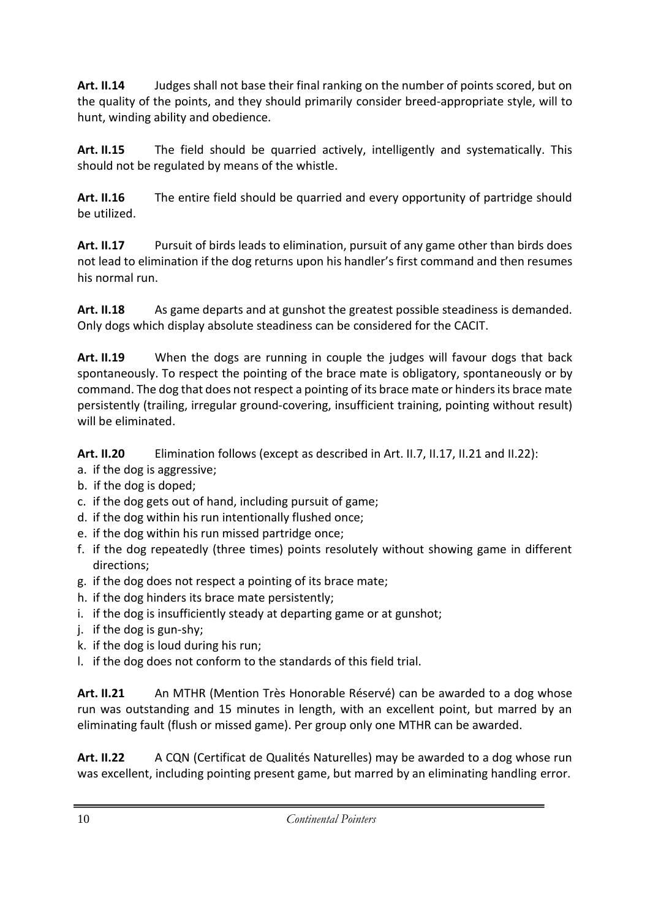**Art. II.14** Judges shall not base their final ranking on the number of points scored, but on the quality of the points, and they should primarily consider breed-appropriate style, will to hunt, winding ability and obedience.

**Art. II.15** The field should be quarried actively, intelligently and systematically. This should not be regulated by means of the whistle.

**Art. II.16** The entire field should be quarried and every opportunity of partridge should be utilized.

**Art. II.17** Pursuit of birds leads to elimination, pursuit of any game other than birds does not lead to elimination if the dog returns upon his handler's first command and then resumes his normal run.

**Art. II.18** As game departs and at gunshot the greatest possible steadiness is demanded. Only dogs which display absolute steadiness can be considered for the CACIT.

**Art. II.19** When the dogs are running in couple the judges will favour dogs that back spontaneously. To respect the pointing of the brace mate is obligatory, spontaneously or by command. The dog that does not respect a pointing of its brace mate or hinders its brace mate persistently (trailing, irregular ground-covering, insufficient training, pointing without result) will be eliminated.

**Art. II.20** Elimination follows (except as described in Art. II.7, II.17, II.21 and II.22):

a. if the dog is aggressive;
b. if the dog is doped;
c. if the dog gets out of hand, including pursuit of game;
d. if the dog within his run intentionally flushed once;
e. if the dog within his run missed partridge once;
f. if the dog repeatedly (three times) points resolutely without showing game in different directions;
g. if the dog does not respect a pointing of its brace mate;
h. if the dog hinders its brace mate persistently;
i. if the dog is insufficiently steady at departing game or at gunshot;
j. if the dog is gun-shy;
k. if the dog is loud during his run;
l. if the dog does not conform to the standards of this field trial.

**Art. II.21** An MTHR (Mention Très Honorable Réservé) can be awarded to a dog whose run was outstanding and 15 minutes in length, with an excellent point, but marred by an eliminating fault (flush or missed game). Per group only one MTHR can be awarded.

**Art. II.22** A CQN (Certificat de Qualités Naturelles) may be awarded to a dog whose run was excellent, including pointing present game, but marred by an eliminating handling error.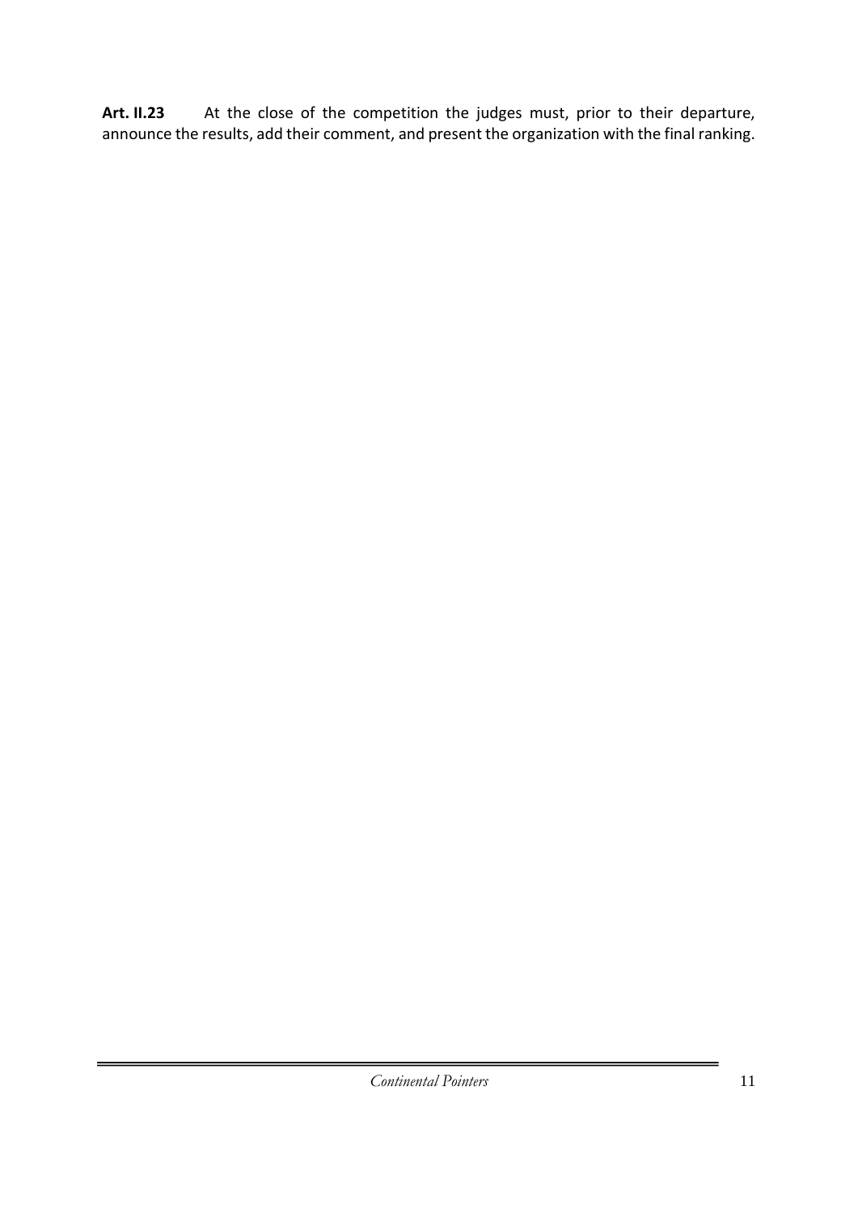**Art. II.23** At the close of the competition the judges must, prior to their departure, announce the results, add their comment, and present the organization with the final ranking.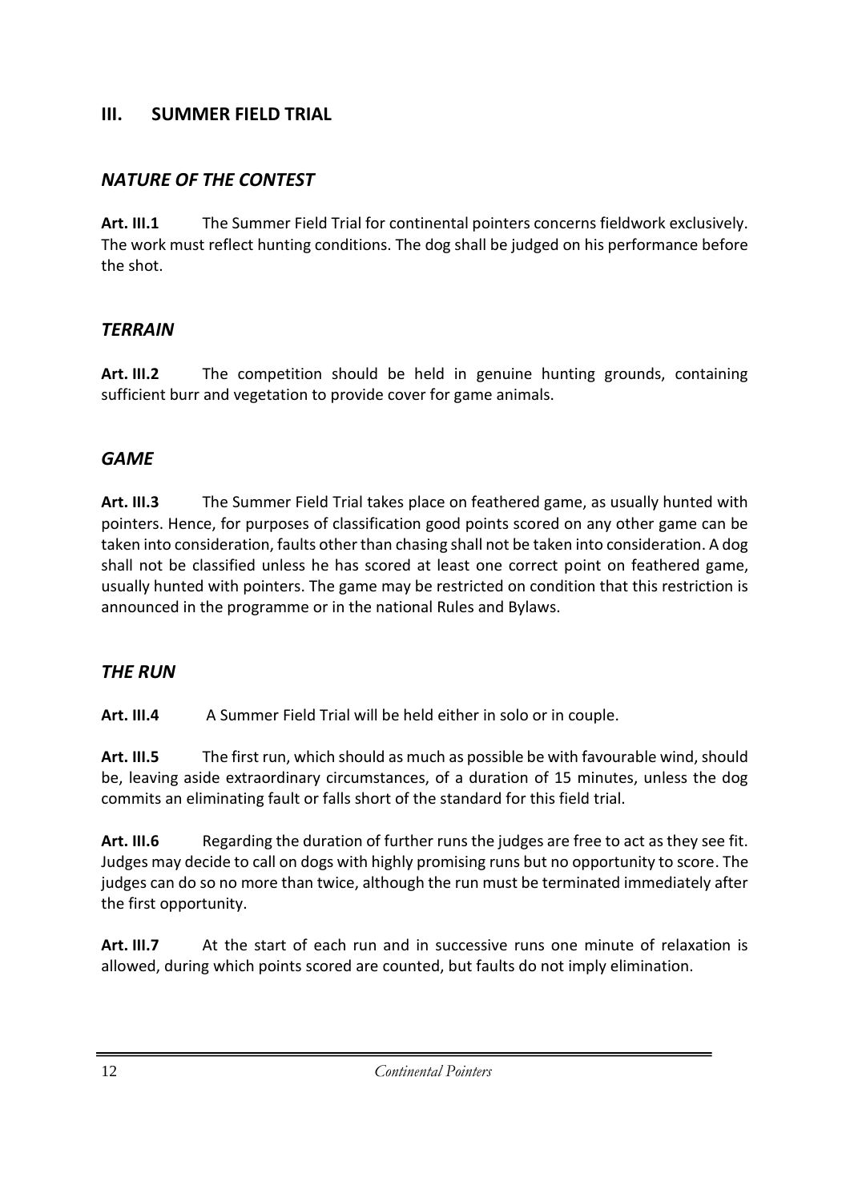## III. SUMMER FIELD TRIAL

### *NATURE OF THE CONTEST*

**Art. III.1** The Summer Field Trial for continental pointers concerns fieldwork exclusively. The work must reflect hunting conditions. The dog shall be judged on his performance before the shot.

### *TERRAIN*

**Art. III.2** The competition should be held in genuine hunting grounds, containing sufficient burr and vegetation to provide cover for game animals.

### *GAME*

**Art. III.3** The Summer Field Trial takes place on feathered game, as usually hunted with pointers. Hence, for purposes of classification good points scored on any other game can be taken into consideration, faults other than chasing shall not be taken into consideration. A dog shall not be classified unless he has scored at least one correct point on feathered game, usually hunted with pointers. The game may be restricted on condition that this restriction is announced in the programme or in the national Rules and Bylaws.

### *THE RUN*

**Art. III.4** A Summer Field Trial will be held either in solo or in couple.

**Art. III.5** The first run, which should as much as possible be with favourable wind, should be, leaving aside extraordinary circumstances, of a duration of 15 minutes, unless the dog commits an eliminating fault or falls short of the standard for this field trial.

**Art. III.6** Regarding the duration of further runs the judges are free to act as they see fit. Judges may decide to call on dogs with highly promising runs but no opportunity to score. The judges can do so no more than twice, although the run must be terminated immediately after the first opportunity.

**Art. III.7** At the start of each run and in successive runs one minute of relaxation is allowed, during which points scored are counted, but faults do not imply elimination.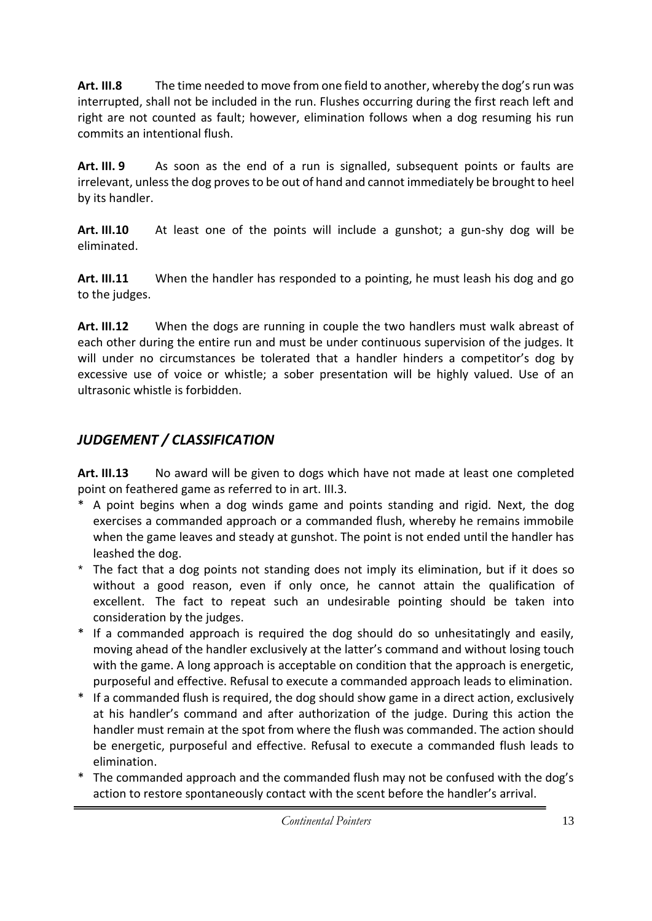**Art. III.8** The time needed to move from one field to another, whereby the dog's run was interrupted, shall not be included in the run. Flushes occurring during the first reach left and right are not counted as fault; however, elimination follows when a dog resuming his run commits an intentional flush.

**Art. III. 9** As soon as the end of a run is signalled, subsequent points or faults are irrelevant, unless the dog proves to be out of hand and cannot immediately be brought to heel by its handler.

**Art. III.10** At least one of the points will include a gunshot; a gun-shy dog will be eliminated.

**Art. III.11** When the handler has responded to a pointing, he must leash his dog and go to the judges.

**Art. III.12** When the dogs are running in couple the two handlers must walk abreast of each other during the entire run and must be under continuous supervision of the judges. It will under no circumstances be tolerated that a handler hinders a competitor's dog by excessive use of voice or whistle; a sober presentation will be highly valued. Use of an ultrasonic whistle is forbidden.

## *JUDGEMENT / CLASSIFICATION*

**Art. III.13** No award will be given to dogs which have not made at least one completed point on feathered game as referred to in art. III.3.

* A point begins when a dog winds game and points standing and rigid. Next, the dog exercises a commanded approach or a commanded flush, whereby he remains immobile when the game leaves and steady at gunshot. The point is not ended until the handler has leashed the dog.
* The fact that a dog points not standing does not imply its elimination, but if it does so without a good reason, even if only once, he cannot attain the qualification of excellent. The fact to repeat such an undesirable pointing should be taken into consideration by the judges.
* If a commanded approach is required the dog should do so unhesitatingly and easily, moving ahead of the handler exclusively at the latter's command and without losing touch with the game. A long approach is acceptable on condition that the approach is energetic, purposeful and effective. Refusal to execute a commanded approach leads to elimination.
* If a commanded flush is required, the dog should show game in a direct action, exclusively at his handler's command and after authorization of the judge. During this action the handler must remain at the spot from where the flush was commanded. The action should be energetic, purposeful and effective. Refusal to execute a commanded flush leads to elimination.
* The commanded approach and the commanded flush may not be confused with the dog's action to restore spontaneously contact with the scent before the handler's arrival.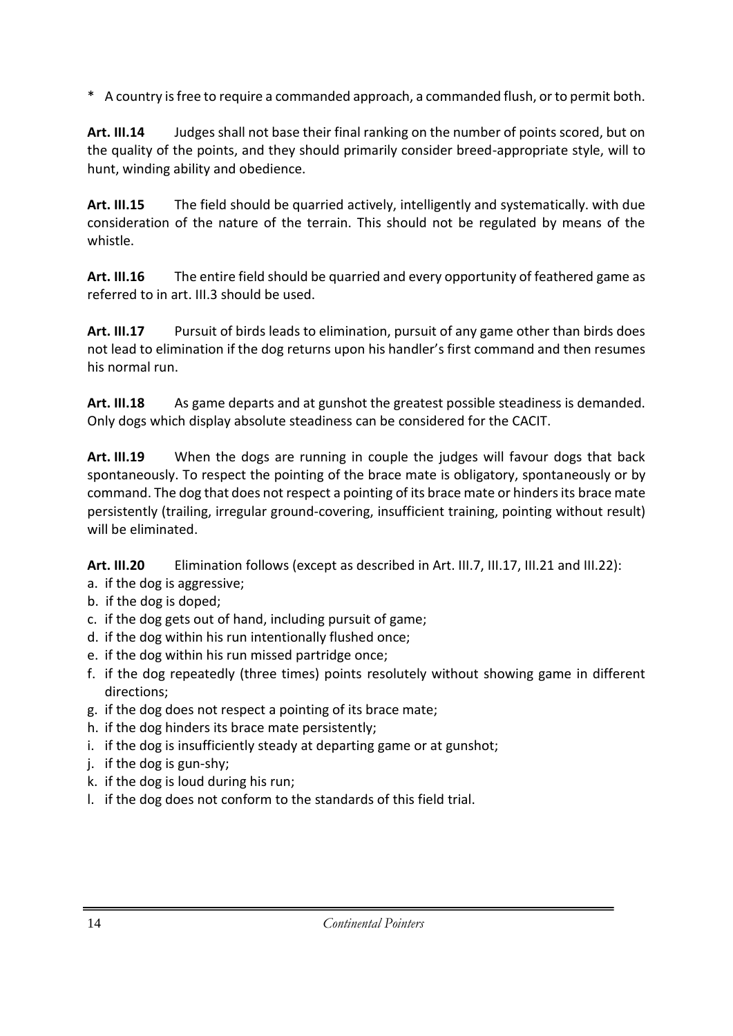* A country is free to require a commanded approach, a commanded flush, or to permit both.

**Art. III.14** Judges shall not base their final ranking on the number of points scored, but on the quality of the points, and they should primarily consider breed-appropriate style, will to hunt, winding ability and obedience.

**Art. III.15** The field should be quarried actively, intelligently and systematically. with due consideration of the nature of the terrain. This should not be regulated by means of the whistle.

**Art. III.16** The entire field should be quarried and every opportunity of feathered game as referred to in art. III.3 should be used.

**Art. III.17** Pursuit of birds leads to elimination, pursuit of any game other than birds does not lead to elimination if the dog returns upon his handler's first command and then resumes his normal run.

**Art. III.18** As game departs and at gunshot the greatest possible steadiness is demanded. Only dogs which display absolute steadiness can be considered for the CACIT.

**Art. III.19** When the dogs are running in couple the judges will favour dogs that back spontaneously. To respect the pointing of the brace mate is obligatory, spontaneously or by command. The dog that does not respect a pointing of its brace mate or hinders its brace mate persistently (trailing, irregular ground-covering, insufficient training, pointing without result) will be eliminated.

**Art. III.20** Elimination follows (except as described in Art. III.7, III.17, III.21 and III.22):

a. if the dog is aggressive;
b. if the dog is doped;
c. if the dog gets out of hand, including pursuit of game;
d. if the dog within his run intentionally flushed once;
e. if the dog within his run missed partridge once;
f. if the dog repeatedly (three times) points resolutely without showing game in different directions;
g. if the dog does not respect a pointing of its brace mate;
h. if the dog hinders its brace mate persistently;
i. if the dog is insufficiently steady at departing game or at gunshot;
j. if the dog is gun-shy;
k. if the dog is loud during his run;
l. if the dog does not conform to the standards of this field trial.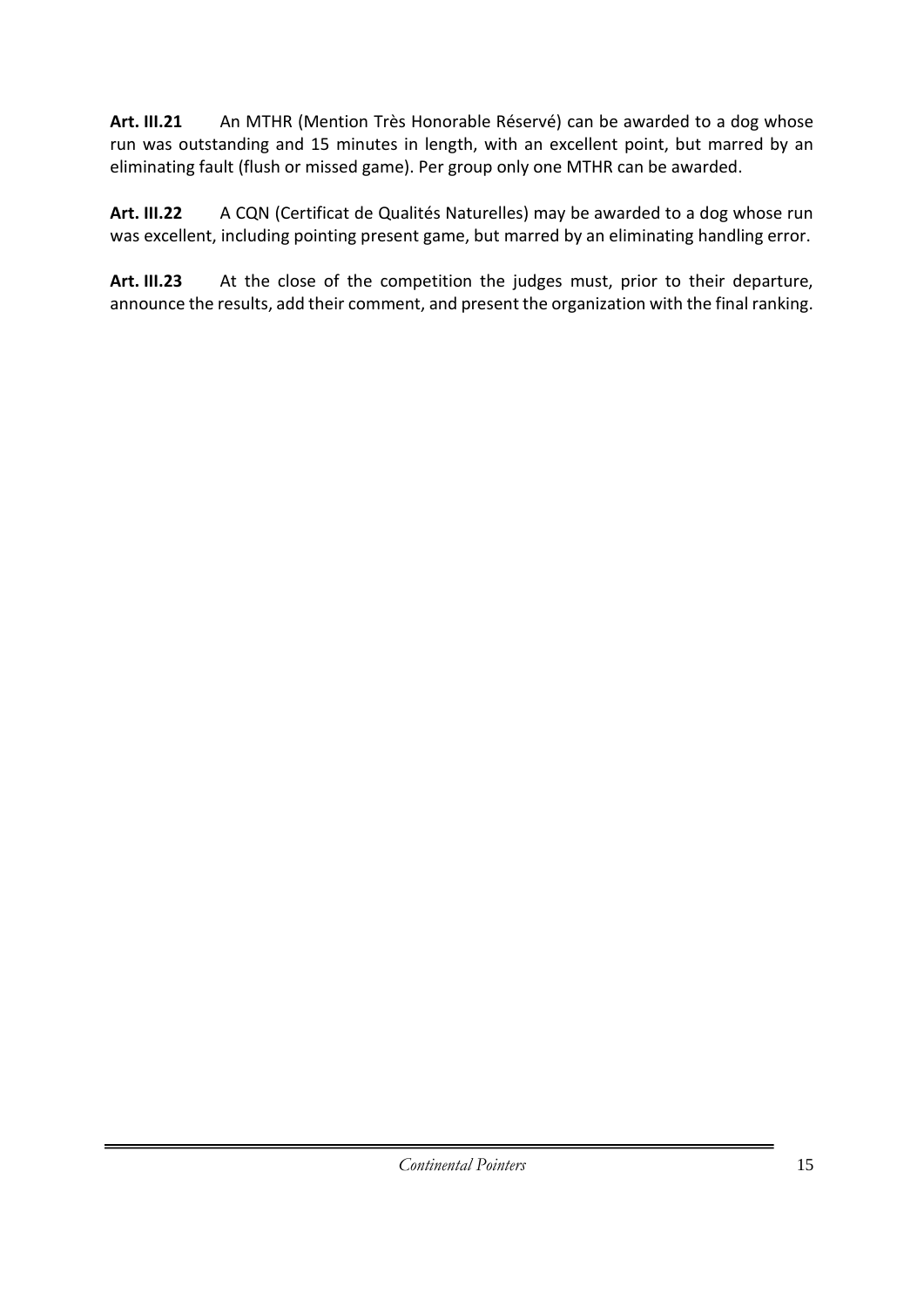**Art. III.21** An MTHR (Mention Très Honorable Réservé) can be awarded to a dog whose run was outstanding and 15 minutes in length, with an excellent point, but marred by an eliminating fault (flush or missed game). Per group only one MTHR can be awarded.

**Art. III.22** A CQN (Certificat de Qualités Naturelles) may be awarded to a dog whose run was excellent, including pointing present game, but marred by an eliminating handling error.

**Art. III.23** At the close of the competition the judges must, prior to their departure, announce the results, add their comment, and present the organization with the final ranking.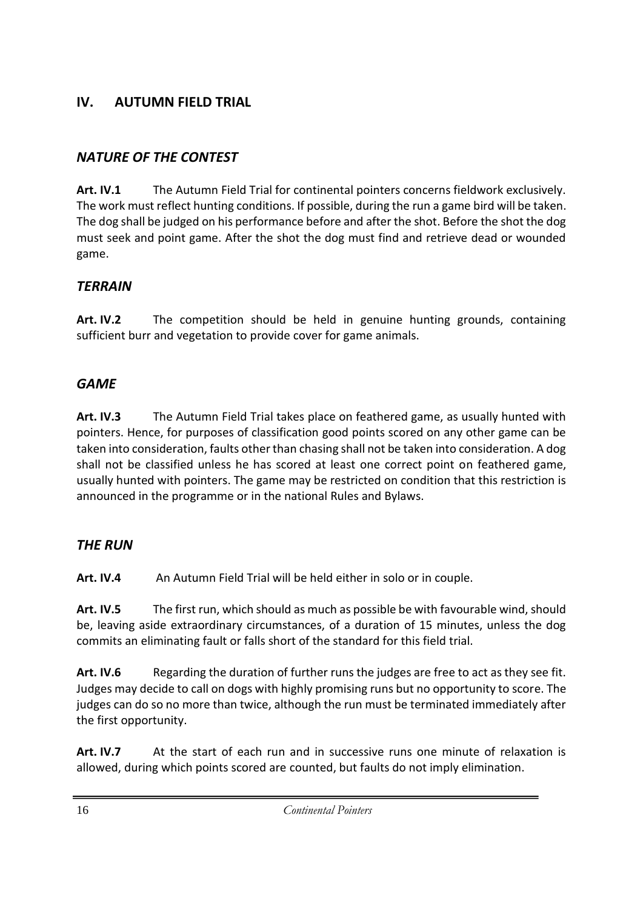## IV. AUTUMN FIELD TRIAL

### *NATURE OF THE CONTEST*

**Art. IV.1** The Autumn Field Trial for continental pointers concerns fieldwork exclusively. The work must reflect hunting conditions. If possible, during the run a game bird will be taken. The dog shall be judged on his performance before and after the shot. Before the shot the dog must seek and point game. After the shot the dog must find and retrieve dead or wounded game.

### *TERRAIN*

**Art. IV.2** The competition should be held in genuine hunting grounds, containing sufficient burr and vegetation to provide cover for game animals.

### *GAME*

**Art. IV.3** The Autumn Field Trial takes place on feathered game, as usually hunted with pointers. Hence, for purposes of classification good points scored on any other game can be taken into consideration, faults other than chasing shall not be taken into consideration. A dog shall not be classified unless he has scored at least one correct point on feathered game, usually hunted with pointers. The game may be restricted on condition that this restriction is announced in the programme or in the national Rules and Bylaws.

### *THE RUN*

**Art. IV.4** An Autumn Field Trial will be held either in solo or in couple.

**Art. IV.5** The first run, which should as much as possible be with favourable wind, should be, leaving aside extraordinary circumstances, of a duration of 15 minutes, unless the dog commits an eliminating fault or falls short of the standard for this field trial.

**Art. IV.6** Regarding the duration of further runs the judges are free to act as they see fit. Judges may decide to call on dogs with highly promising runs but no opportunity to score. The judges can do so no more than twice, although the run must be terminated immediately after the first opportunity.

**Art. IV.7** At the start of each run and in successive runs one minute of relaxation is allowed, during which points scored are counted, but faults do not imply elimination.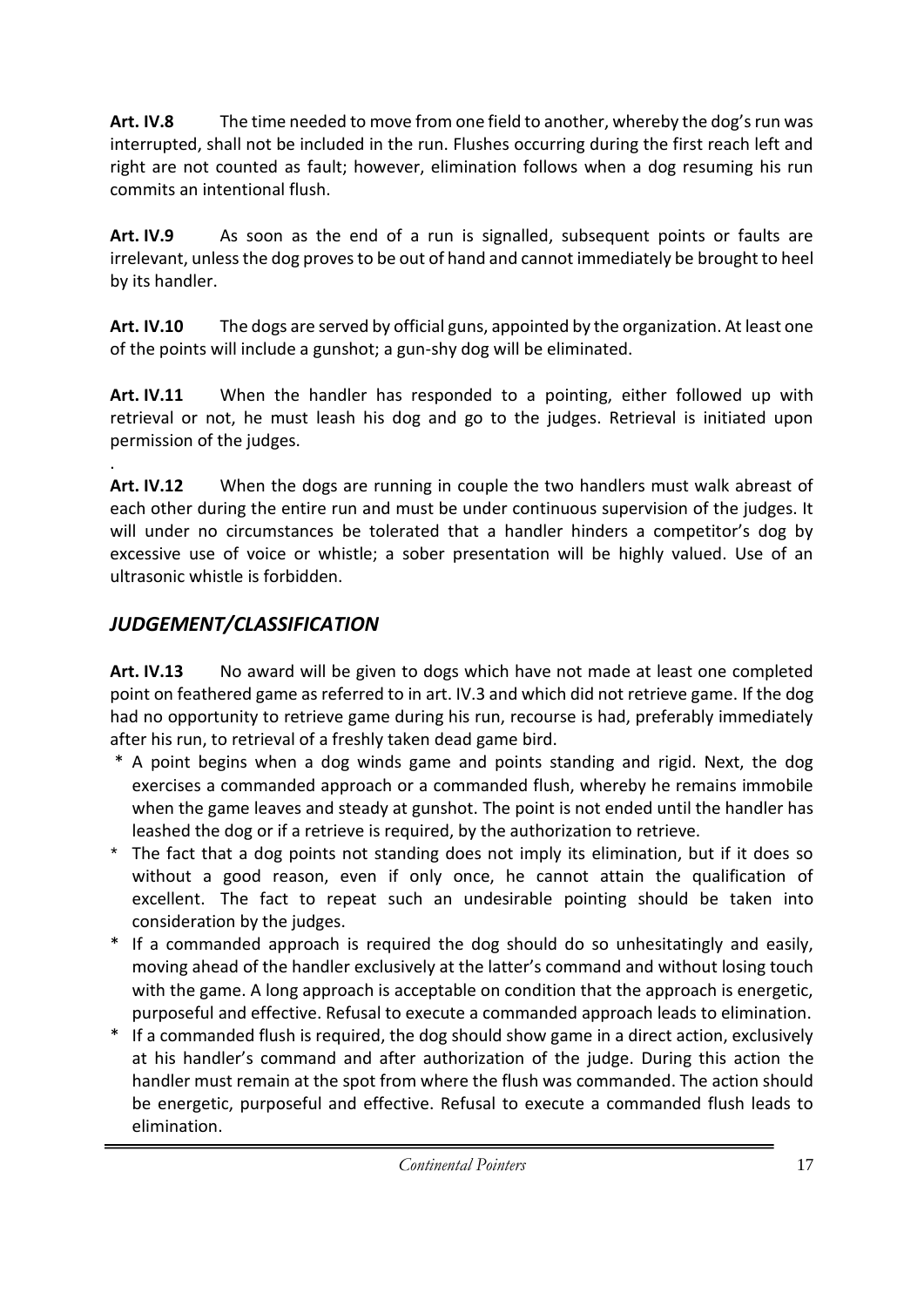**Art. IV.8** The time needed to move from one field to another, whereby the dog's run was interrupted, shall not be included in the run. Flushes occurring during the first reach left and right are not counted as fault; however, elimination follows when a dog resuming his run commits an intentional flush.

**Art. IV.9** As soon as the end of a run is signalled, subsequent points or faults are irrelevant, unless the dog proves to be out of hand and cannot immediately be brought to heel by its handler.

**Art. IV.10** The dogs are served by official guns, appointed by the organization. At least one of the points will include a gunshot; a gun-shy dog will be eliminated.

**Art. IV.11** When the handler has responded to a pointing, either followed up with retrieval or not, he must leash his dog and go to the judges. Retrieval is initiated upon permission of the judges.

.

**Art. IV.12** When the dogs are running in couple the two handlers must walk abreast of each other during the entire run and must be under continuous supervision of the judges. It will under no circumstances be tolerated that a handler hinders a competitor's dog by excessive use of voice or whistle; a sober presentation will be highly valued. Use of an ultrasonic whistle is forbidden.

## *JUDGEMENT/CLASSIFICATION*

**Art. IV.13** No award will be given to dogs which have not made at least one completed point on feathered game as referred to in art. IV.3 and which did not retrieve game. If the dog had no opportunity to retrieve game during his run, recourse is had, preferably immediately after his run, to retrieval of a freshly taken dead game bird.

* A point begins when a dog winds game and points standing and rigid. Next, the dog exercises a commanded approach or a commanded flush, whereby he remains immobile when the game leaves and steady at gunshot. The point is not ended until the handler has leashed the dog or if a retrieve is required, by the authorization to retrieve.
* The fact that a dog points not standing does not imply its elimination, but if it does so without a good reason, even if only once, he cannot attain the qualification of excellent. The fact to repeat such an undesirable pointing should be taken into consideration by the judges.
* If a commanded approach is required the dog should do so unhesitatingly and easily, moving ahead of the handler exclusively at the latter's command and without losing touch with the game. A long approach is acceptable on condition that the approach is energetic, purposeful and effective. Refusal to execute a commanded approach leads to elimination.
* If a commanded flush is required, the dog should show game in a direct action, exclusively at his handler's command and after authorization of the judge. During this action the handler must remain at the spot from where the flush was commanded. The action should be energetic, purposeful and effective. Refusal to execute a commanded flush leads to elimination.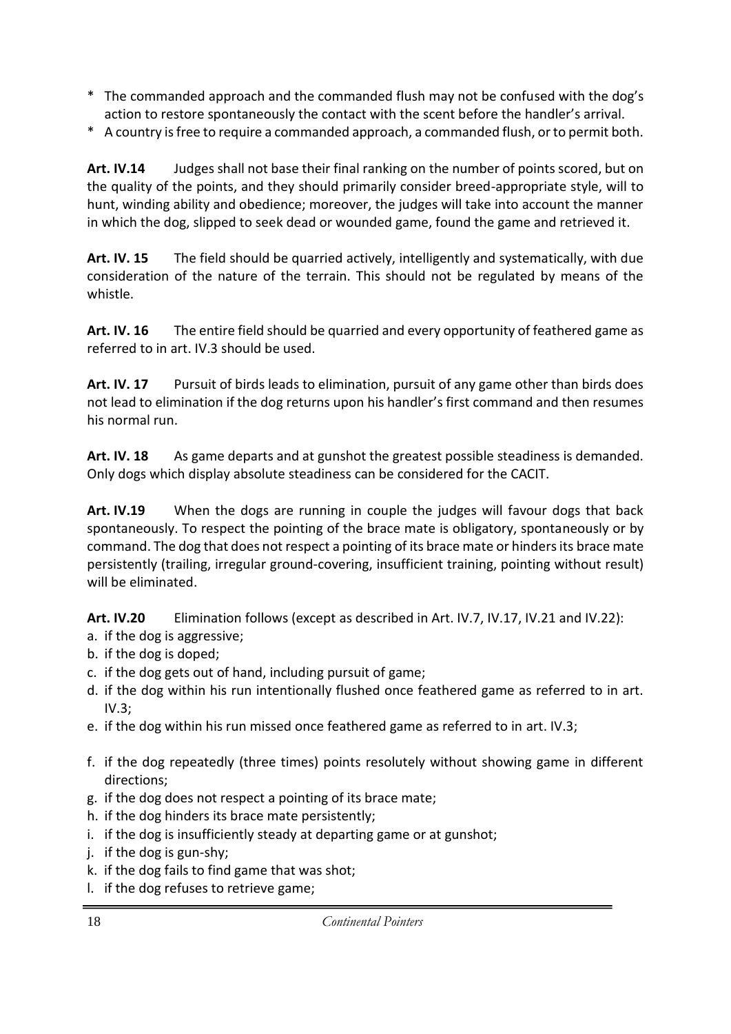\* The commanded approach and the commanded flush may not be confused with the dog's action to restore spontaneously the contact with the scent before the handler's arrival.

\* A country is free to require a commanded approach, a commanded flush, or to permit both.

**Art. IV.14** Judges shall not base their final ranking on the number of points scored, but on the quality of the points, and they should primarily consider breed-appropriate style, will to hunt, winding ability and obedience; moreover, the judges will take into account the manner in which the dog, slipped to seek dead or wounded game, found the game and retrieved it.

**Art. IV. 15** The field should be quarried actively, intelligently and systematically, with due consideration of the nature of the terrain. This should not be regulated by means of the whistle.

**Art. IV. 16** The entire field should be quarried and every opportunity of feathered game as referred to in art. IV.3 should be used.

**Art. IV. 17** Pursuit of birds leads to elimination, pursuit of any game other than birds does not lead to elimination if the dog returns upon his handler's first command and then resumes his normal run.

**Art. IV. 18** As game departs and at gunshot the greatest possible steadiness is demanded. Only dogs which display absolute steadiness can be considered for the CACIT.

**Art. IV.19** When the dogs are running in couple the judges will favour dogs that back spontaneously. To respect the pointing of the brace mate is obligatory, spontaneously or by command. The dog that does not respect a pointing of its brace mate or hinders its brace mate persistently (trailing, irregular ground-covering, insufficient training, pointing without result) will be eliminated.

**Art. IV.20** Elimination follows (except as described in Art. IV.7, IV.17, IV.21 and IV.22):

a. if the dog is aggressive;
b. if the dog is doped;
c. if the dog gets out of hand, including pursuit of game;
d. if the dog within his run intentionally flushed once feathered game as referred to in art. IV.3;
e. if the dog within his run missed once feathered game as referred to in art. IV.3;
f. if the dog repeatedly (three times) points resolutely without showing game in different directions;
g. if the dog does not respect a pointing of its brace mate;
h. if the dog hinders its brace mate persistently;
i. if the dog is insufficiently steady at departing game or at gunshot;
j. if the dog is gun-shy;
k. if the dog fails to find game that was shot;
l. if the dog refuses to retrieve game;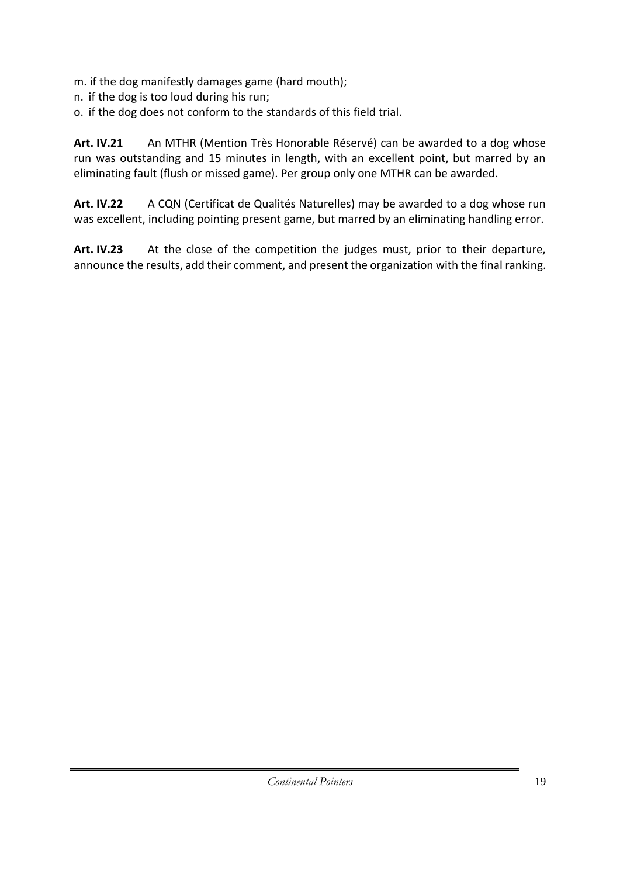m. if the dog manifestly damages game (hard mouth);
n. if the dog is too loud during his run;
o. if the dog does not conform to the standards of this field trial.

**Art. IV.21** An MTHR (Mention Très Honorable Réservé) can be awarded to a dog whose run was outstanding and 15 minutes in length, with an excellent point, but marred by an eliminating fault (flush or missed game). Per group only one MTHR can be awarded.

**Art. IV.22** A CQN (Certificat de Qualités Naturelles) may be awarded to a dog whose run was excellent, including pointing present game, but marred by an eliminating handling error.

**Art. IV.23** At the close of the competition the judges must, prior to their departure, announce the results, add their comment, and present the organization with the final ranking.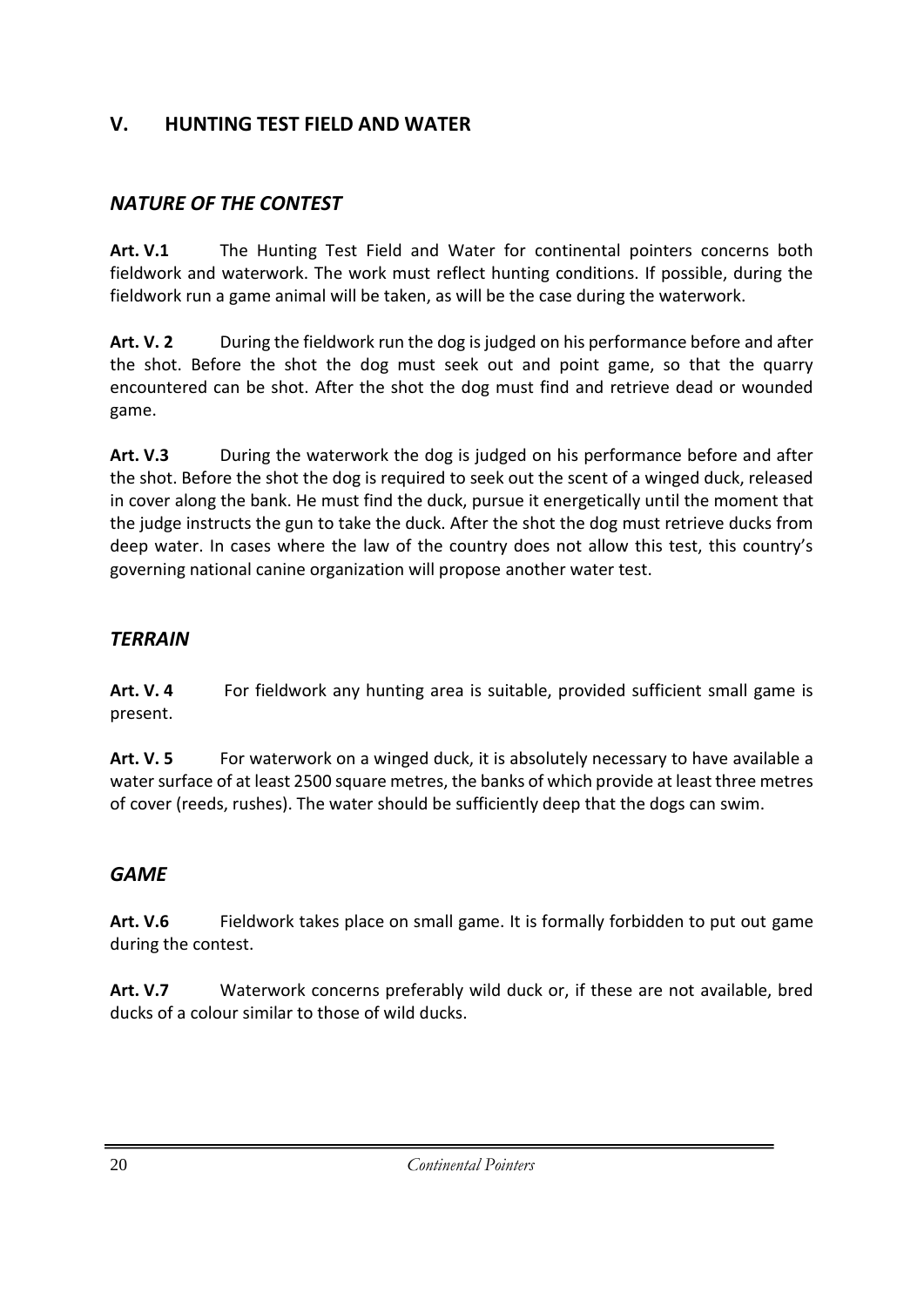## V. HUNTING TEST FIELD AND WATER

### *NATURE OF THE CONTEST*

**Art. V.1** The Hunting Test Field and Water for continental pointers concerns both fieldwork and waterwork. The work must reflect hunting conditions. If possible, during the fieldwork run a game animal will be taken, as will be the case during the waterwork.

**Art. V. 2** During the fieldwork run the dog is judged on his performance before and after the shot. Before the shot the dog must seek out and point game, so that the quarry encountered can be shot. After the shot the dog must find and retrieve dead or wounded game.

**Art. V.3** During the waterwork the dog is judged on his performance before and after the shot. Before the shot the dog is required to seek out the scent of a winged duck, released in cover along the bank. He must find the duck, pursue it energetically until the moment that the judge instructs the gun to take the duck. After the shot the dog must retrieve ducks from deep water. In cases where the law of the country does not allow this test, this country's governing national canine organization will propose another water test.

### *TERRAIN*

**Art. V. 4** For fieldwork any hunting area is suitable, provided sufficient small game is present.

**Art. V. 5** For waterwork on a winged duck, it is absolutely necessary to have available a water surface of at least 2500 square metres, the banks of which provide at least three metres of cover (reeds, rushes). The water should be sufficiently deep that the dogs can swim.

### *GAME*

**Art. V.6** Fieldwork takes place on small game. It is formally forbidden to put out game during the contest.

**Art. V.7** Waterwork concerns preferably wild duck or, if these are not available, bred ducks of a colour similar to those of wild ducks.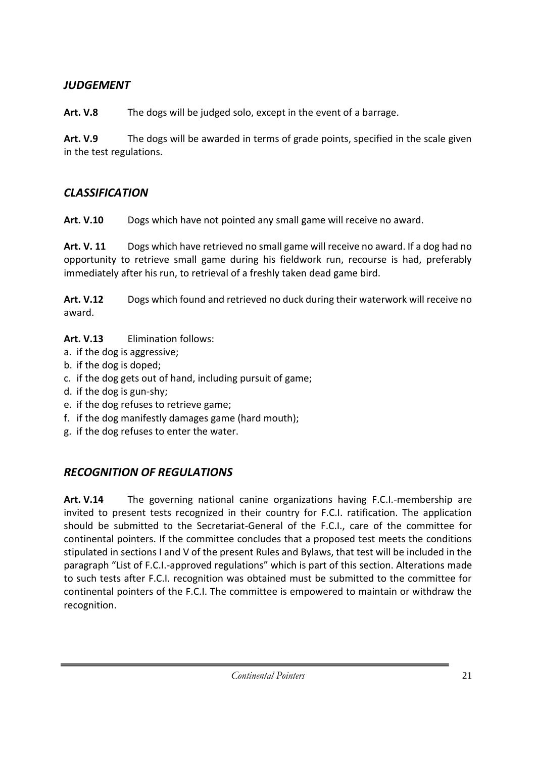## *JUDGEMENT*

**Art. V.8** The dogs will be judged solo, except in the event of a barrage.

**Art. V.9** The dogs will be awarded in terms of grade points, specified in the scale given in the test regulations.

## *CLASSIFICATION*

**Art. V.10** Dogs which have not pointed any small game will receive no award.

**Art. V. 11** Dogs which have retrieved no small game will receive no award. If a dog had no opportunity to retrieve small game during his fieldwork run, recourse is had, preferably immediately after his run, to retrieval of a freshly taken dead game bird.

**Art. V.12** Dogs which found and retrieved no duck during their waterwork will receive no award.

**Art. V.13** Elimination follows:

a. if the dog is aggressive;
b. if the dog is doped;
c. if the dog gets out of hand, including pursuit of game;
d. if the dog is gun-shy;
e. if the dog refuses to retrieve game;
f. if the dog manifestly damages game (hard mouth);
g. if the dog refuses to enter the water.

## *RECOGNITION OF REGULATIONS*

**Art. V.14** The governing national canine organizations having F.C.I.-membership are invited to present tests recognized in their country for F.C.I. ratification. The application should be submitted to the Secretariat-General of the F.C.I., care of the committee for continental pointers. If the committee concludes that a proposed test meets the conditions stipulated in sections I and V of the present Rules and Bylaws, that test will be included in the paragraph "List of F.C.I.-approved regulations" which is part of this section. Alterations made to such tests after F.C.I. recognition was obtained must be submitted to the committee for continental pointers of the F.C.I. The committee is empowered to maintain or withdraw the recognition.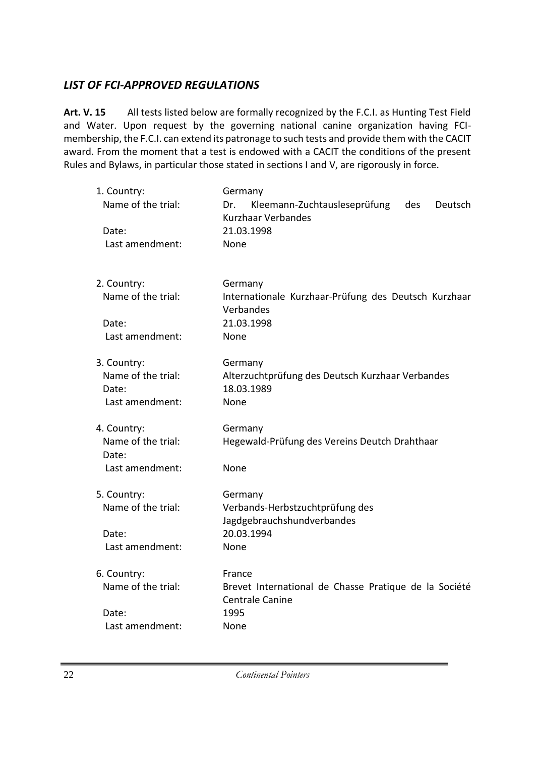## *LIST OF FCI-APPROVED REGULATIONS*

**Art. V. 15** All tests listed below are formally recognized by the F.C.I. as Hunting Test Field and Water. Upon request by the governing national canine organization having FCI-membership, the F.C.I. can extend its patronage to such tests and provide them with the CACIT award. From the moment that a test is endowed with a CACIT the conditions of the present Rules and Bylaws, in particular those stated in sections I and V, are rigorously in force.

1. Country: Germany
   Name of the trial: Dr. Kleemann-Zuchtausleseprüfung des Deutsch Kurzhaar Verbandes
   Date: 21.03.1998
   Last amendment: None

2. Country: Germany
   Name of the trial: Internationale Kurzhaar-Prüfung des Deutsch Kurzhaar Verbandes
   Date: 21.03.1998
   Last amendment: None

3. Country: Germany
   Name of the trial: Alterzuchtprüfung des Deutsch Kurzhaar Verbandes
   Date: 18.03.1989
   Last amendment: None

4. Country: Germany
   Name of the trial: Hegewald-Prüfung des Vereins Deutch Drahthaar
   Date:
   Last amendment: None

5. Country: Germany
   Name of the trial: Verbands-Herbstzuchtprüfung des Jagdgebrauchshundverbandes
   Date: 20.03.1994
   Last amendment: None

6. Country: France
   Name of the trial: Brevet International de Chasse Pratique de la Société Centrale Canine
   Date: 1995
   Last amendment: None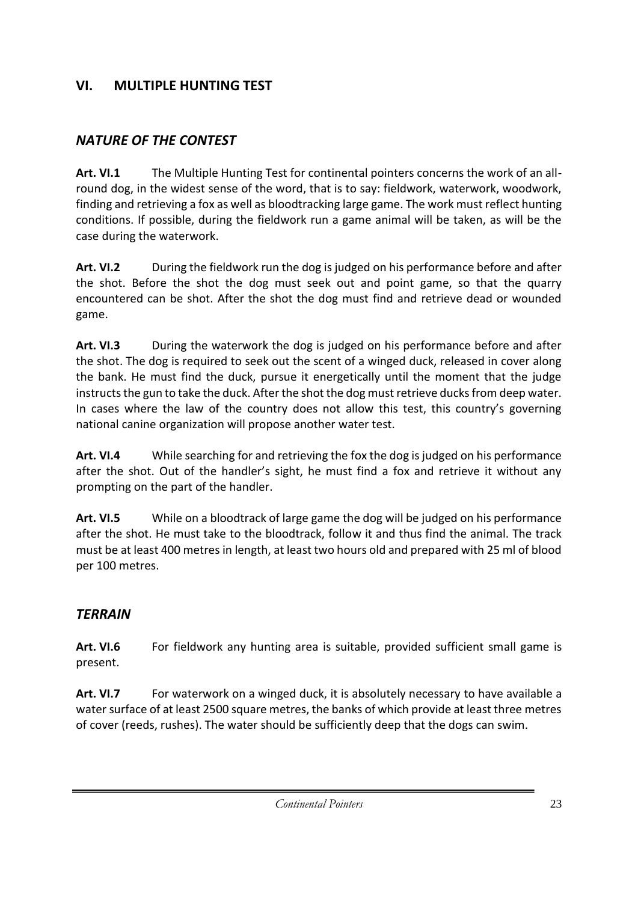## VI. MULTIPLE HUNTING TEST

### *NATURE OF THE CONTEST*

**Art. VI.1** The Multiple Hunting Test for continental pointers concerns the work of an all-round dog, in the widest sense of the word, that is to say: fieldwork, waterwork, woodwork, finding and retrieving a fox as well as bloodtracking large game. The work must reflect hunting conditions. If possible, during the fieldwork run a game animal will be taken, as will be the case during the waterwork.

**Art. VI.2** During the fieldwork run the dog is judged on his performance before and after the shot. Before the shot the dog must seek out and point game, so that the quarry encountered can be shot. After the shot the dog must find and retrieve dead or wounded game.

**Art. VI.3** During the waterwork the dog is judged on his performance before and after the shot. The dog is required to seek out the scent of a winged duck, released in cover along the bank. He must find the duck, pursue it energetically until the moment that the judge instructs the gun to take the duck. After the shot the dog must retrieve ducks from deep water. In cases where the law of the country does not allow this test, this country's governing national canine organization will propose another water test.

**Art. VI.4** While searching for and retrieving the fox the dog is judged on his performance after the shot. Out of the handler's sight, he must find a fox and retrieve it without any prompting on the part of the handler.

**Art. VI.5** While on a bloodtrack of large game the dog will be judged on his performance after the shot. He must take to the bloodtrack, follow it and thus find the animal. The track must be at least 400 metres in length, at least two hours old and prepared with 25 ml of blood per 100 metres.

### *TERRAIN*

**Art. VI.6** For fieldwork any hunting area is suitable, provided sufficient small game is present.

**Art. VI.7** For waterwork on a winged duck, it is absolutely necessary to have available a water surface of at least 2500 square metres, the banks of which provide at least three metres of cover (reeds, rushes). The water should be sufficiently deep that the dogs can swim.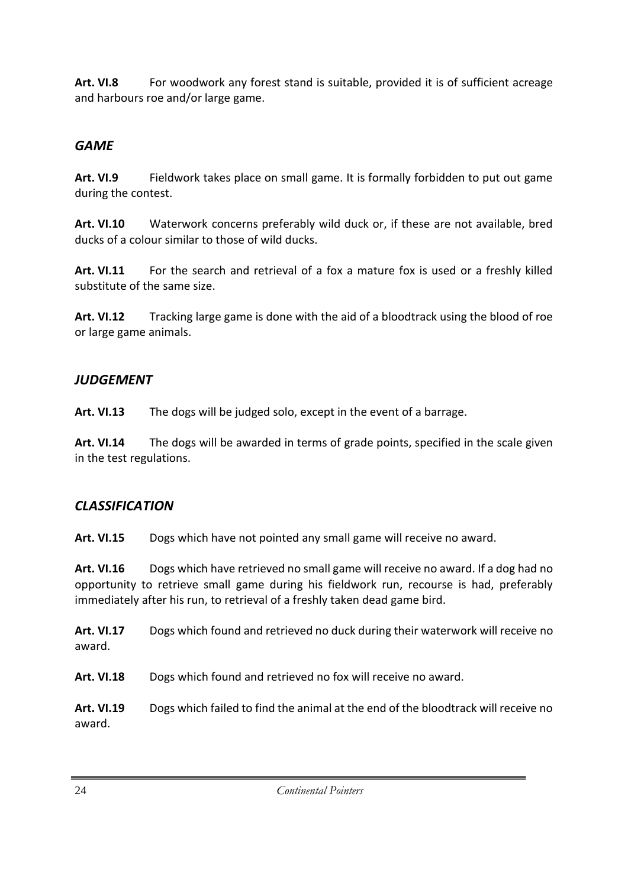**Art. VI.8** For woodwork any forest stand is suitable, provided it is of sufficient acreage and harbours roe and/or large game.

## *GAME*

**Art. VI.9** Fieldwork takes place on small game. It is formally forbidden to put out game during the contest.

**Art. VI.10** Waterwork concerns preferably wild duck or, if these are not available, bred ducks of a colour similar to those of wild ducks.

**Art. VI.11** For the search and retrieval of a fox a mature fox is used or a freshly killed substitute of the same size.

**Art. VI.12** Tracking large game is done with the aid of a bloodtrack using the blood of roe or large game animals.

## *JUDGEMENT*

**Art. VI.13** The dogs will be judged solo, except in the event of a barrage.

**Art. VI.14** The dogs will be awarded in terms of grade points, specified in the scale given in the test regulations.

## *CLASSIFICATION*

**Art. VI.15** Dogs which have not pointed any small game will receive no award.

**Art. VI.16** Dogs which have retrieved no small game will receive no award. If a dog had no opportunity to retrieve small game during his fieldwork run, recourse is had, preferably immediately after his run, to retrieval of a freshly taken dead game bird.

**Art. VI.17** Dogs which found and retrieved no duck during their waterwork will receive no award.

**Art. VI.18** Dogs which found and retrieved no fox will receive no award.

**Art. VI.19** Dogs which failed to find the animal at the end of the bloodtrack will receive no award.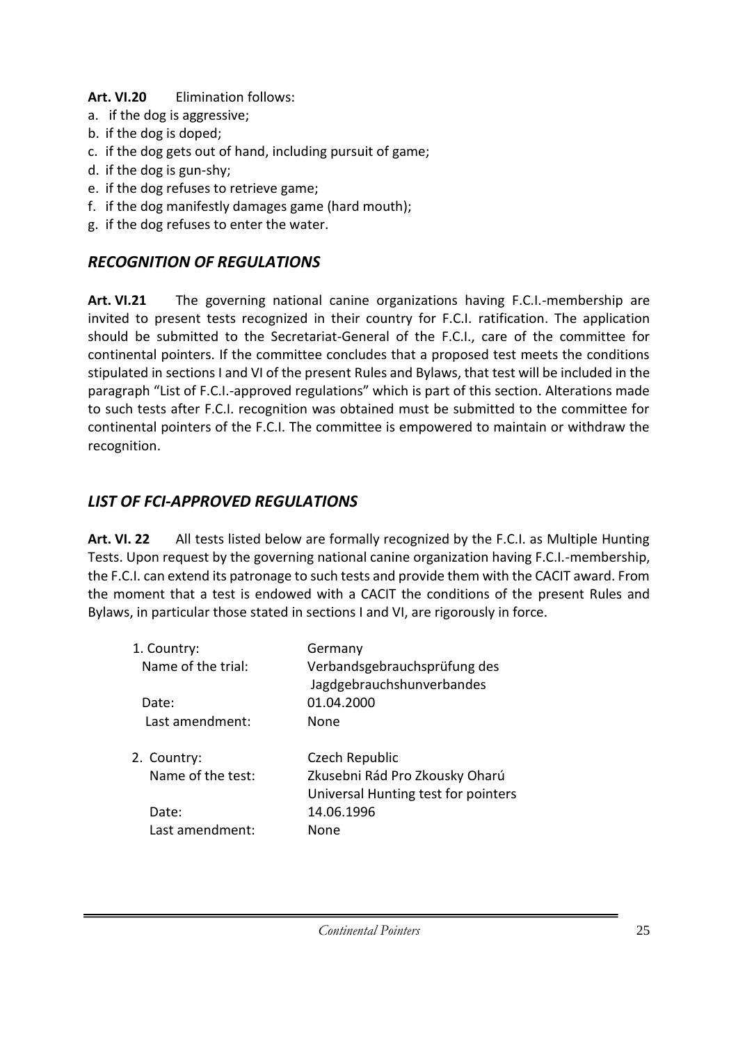**Art. VI.20** Elimination follows:

a. if the dog is aggressive;
b. if the dog is doped;
c. if the dog gets out of hand, including pursuit of game;
d. if the dog is gun-shy;
e. if the dog refuses to retrieve game;
f. if the dog manifestly damages game (hard mouth);
g. if the dog refuses to enter the water.

## *RECOGNITION OF REGULATIONS*

**Art. VI.21** The governing national canine organizations having F.C.I.-membership are invited to present tests recognized in their country for F.C.I. ratification. The application should be submitted to the Secretariat-General of the F.C.I., care of the committee for continental pointers. If the committee concludes that a proposed test meets the conditions stipulated in sections I and VI of the present Rules and Bylaws, that test will be included in the paragraph "List of F.C.I.-approved regulations" which is part of this section. Alterations made to such tests after F.C.I. recognition was obtained must be submitted to the committee for continental pointers of the F.C.I. The committee is empowered to maintain or withdraw the recognition.

## *LIST OF FCI-APPROVED REGULATIONS*

**Art. VI. 22** All tests listed below are formally recognized by the F.C.I. as Multiple Hunting Tests. Upon request by the governing national canine organization having F.C.I.-membership, the F.C.I. can extend its patronage to such tests and provide them with the CACIT award. From the moment that a test is endowed with a CACIT the conditions of the present Rules and Bylaws, in particular those stated in sections I and VI, are rigorously in force.

1. Country: Germany
   Name of the trial: Verbandsgebrauchsprüfung des Jagdgebrauchshunverbandes
   Date: 01.04.2000
   Last amendment: None

2. Country: Czech Republic
   Name of the test: Zkusebni Rád Pro Zkousky Oharú
   Universal Hunting test for pointers
   Date: 14.06.1996
   Last amendment: None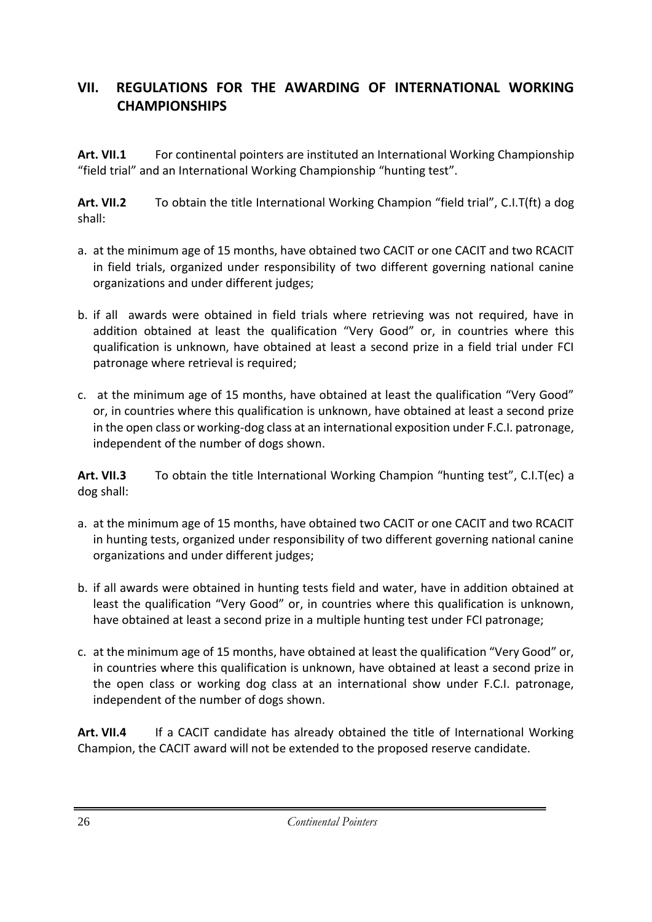## VII. REGULATIONS FOR THE AWARDING OF INTERNATIONAL WORKING CHAMPIONSHIPS

**Art. VII.1** For continental pointers are instituted an International Working Championship "field trial" and an International Working Championship "hunting test".

**Art. VII.2** To obtain the title International Working Champion "field trial", C.I.T(ft) a dog shall:

a. at the minimum age of 15 months, have obtained two CACIT or one CACIT and two RCACIT in field trials, organized under responsibility of two different governing national canine organizations and under different judges;

b. if all awards were obtained in field trials where retrieving was not required, have in addition obtained at least the qualification "Very Good" or, in countries where this qualification is unknown, have obtained at least a second prize in a field trial under FCI patronage where retrieval is required;

c. at the minimum age of 15 months, have obtained at least the qualification "Very Good" or, in countries where this qualification is unknown, have obtained at least a second prize in the open class or working-dog class at an international exposition under F.C.I. patronage, independent of the number of dogs shown.

**Art. VII.3** To obtain the title International Working Champion "hunting test", C.I.T(ec) a dog shall:

a. at the minimum age of 15 months, have obtained two CACIT or one CACIT and two RCACIT in hunting tests, organized under responsibility of two different governing national canine organizations and under different judges;

b. if all awards were obtained in hunting tests field and water, have in addition obtained at least the qualification "Very Good" or, in countries where this qualification is unknown, have obtained at least a second prize in a multiple hunting test under FCI patronage;

c. at the minimum age of 15 months, have obtained at least the qualification "Very Good" or, in countries where this qualification is unknown, have obtained at least a second prize in the open class or working dog class at an international show under F.C.I. patronage, independent of the number of dogs shown.

**Art. VII.4** If a CACIT candidate has already obtained the title of International Working Champion, the CACIT award will not be extended to the proposed reserve candidate.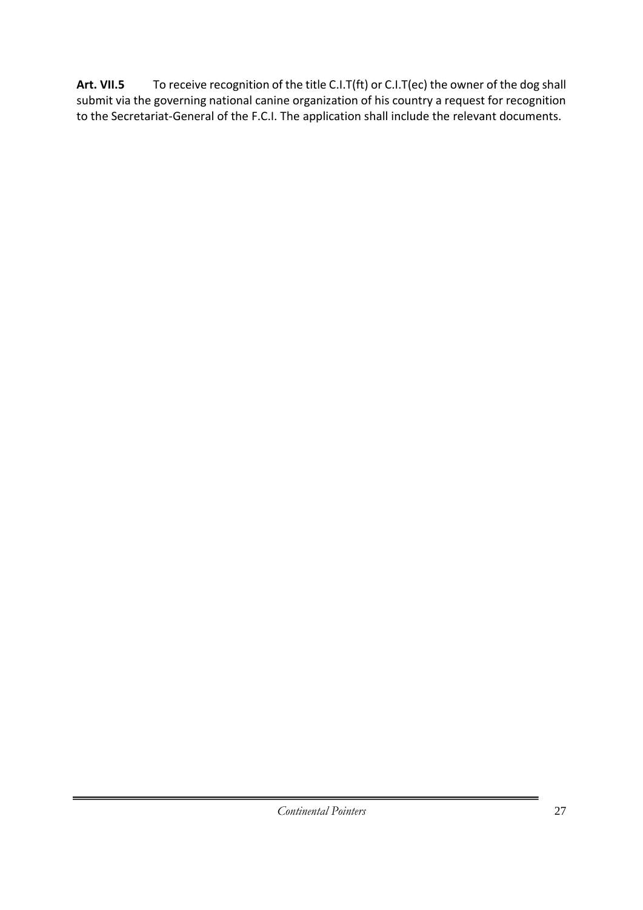**Art. VII.5** To receive recognition of the title C.I.T(ft) or C.I.T(ec) the owner of the dog shall submit via the governing national canine organization of his country a request for recognition to the Secretariat-General of the F.C.I. The application shall include the relevant documents.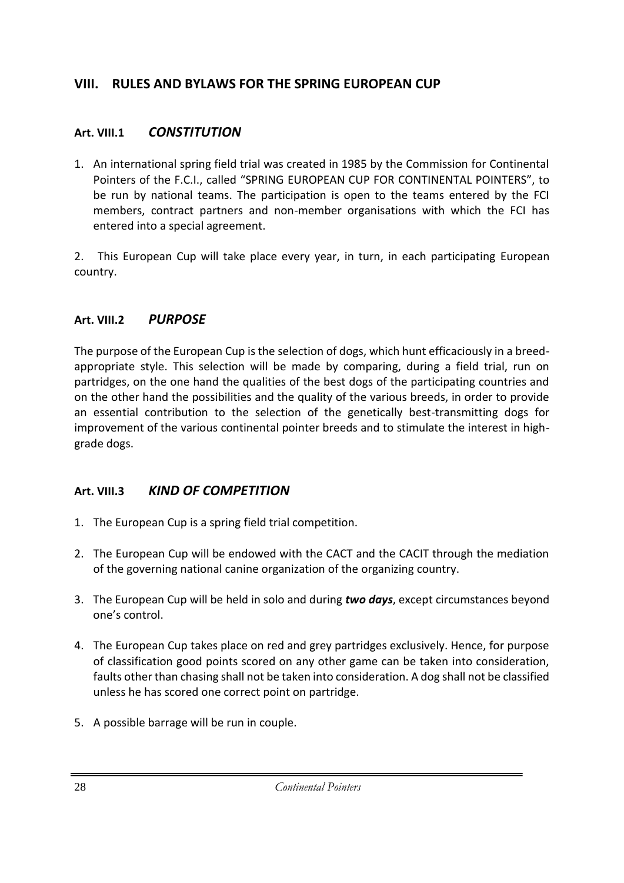## VIII. RULES AND BYLAWS FOR THE SPRING EUROPEAN CUP

### Art. VIII.1 *CONSTITUTION*

1. An international spring field trial was created in 1985 by the Commission for Continental Pointers of the F.C.I., called "SPRING EUROPEAN CUP FOR CONTINENTAL POINTERS", to be run by national teams. The participation is open to the teams entered by the FCI members, contract partners and non-member organisations with which the FCI has entered into a special agreement.

2. This European Cup will take place every year, in turn, in each participating European country.

### Art. VIII.2 *PURPOSE*

The purpose of the European Cup is the selection of dogs, which hunt efficaciously in a breed-appropriate style. This selection will be made by comparing, during a field trial, run on partridges, on the one hand the qualities of the best dogs of the participating countries and on the other hand the possibilities and the quality of the various breeds, in order to provide an essential contribution to the selection of the genetically best-transmitting dogs for improvement of the various continental pointer breeds and to stimulate the interest in high-grade dogs.

### Art. VIII.3 *KIND OF COMPETITION*

1. The European Cup is a spring field trial competition.

2. The European Cup will be endowed with the CACT and the CACIT through the mediation of the governing national canine organization of the organizing country.

3. The European Cup will be held in solo and during ***two days***, except circumstances beyond one's control.

4. The European Cup takes place on red and grey partridges exclusively. Hence, for purpose of classification good points scored on any other game can be taken into consideration, faults other than chasing shall not be taken into consideration. A dog shall not be classified unless he has scored one correct point on partridge.

5. A possible barrage will be run in couple.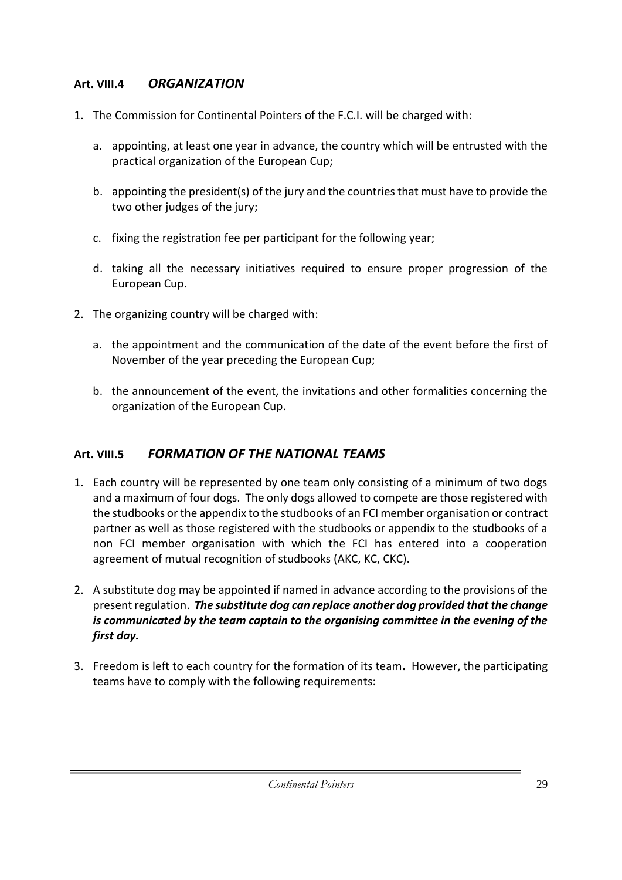### Art. VIII.4 *ORGANIZATION*

1. The Commission for Continental Pointers of the F.C.I. will be charged with:

    a. appointing, at least one year in advance, the country which will be entrusted with the practical organization of the European Cup;

    b. appointing the president(s) of the jury and the countries that must have to provide the two other judges of the jury;

    c. fixing the registration fee per participant for the following year;

    d. taking all the necessary initiatives required to ensure proper progression of the European Cup.

2. The organizing country will be charged with:

    a. the appointment and the communication of the date of the event before the first of November of the year preceding the European Cup;

    b. the announcement of the event, the invitations and other formalities concerning the organization of the European Cup.

### Art. VIII.5 *FORMATION OF THE NATIONAL TEAMS*

1. Each country will be represented by one team only consisting of a minimum of two dogs and a maximum of four dogs. The only dogs allowed to compete are those registered with the studbooks or the appendix to the studbooks of an FCI member organisation or contract partner as well as those registered with the studbooks or appendix to the studbooks of a non FCI member organisation with which the FCI has entered into a cooperation agreement of mutual recognition of studbooks (AKC, KC, CKC).

2. A substitute dog may be appointed if named in advance according to the provisions of the present regulation. ***The substitute dog can replace another dog provided that the change is communicated by the team captain to the organising committee in the evening of the first day.***

3. Freedom is left to each country for the formation of its team**.** However, the participating teams have to comply with the following requirements: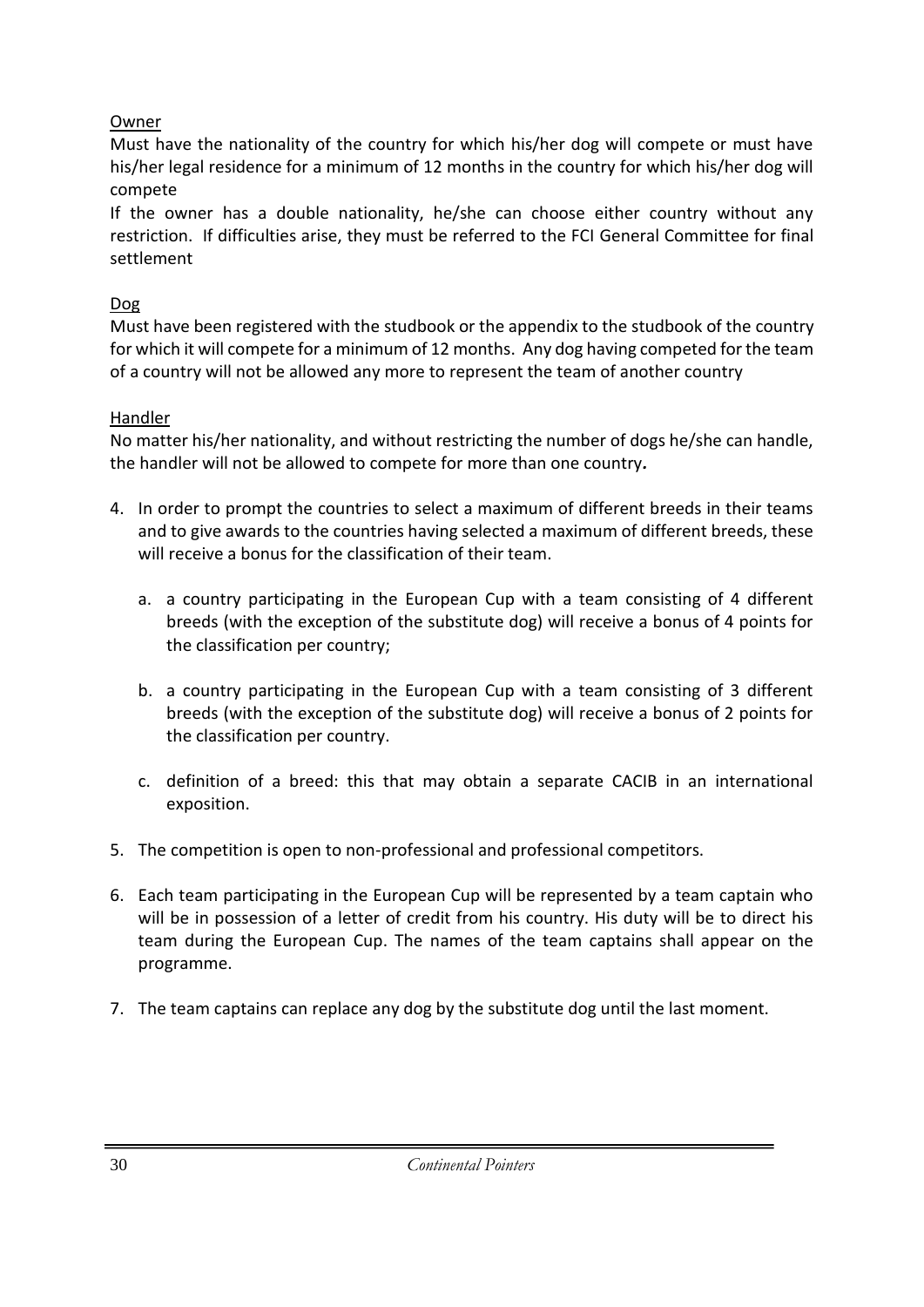Owner

Must have the nationality of the country for which his/her dog will compete or must have his/her legal residence for a minimum of 12 months in the country for which his/her dog will compete

If the owner has a double nationality, he/she can choose either country without any restriction. If difficulties arise, they must be referred to the FCI General Committee for final settlement

Dog

Must have been registered with the studbook or the appendix to the studbook of the country for which it will compete for a minimum of 12 months. Any dog having competed for the team of a country will not be allowed any more to represent the team of another country

Handler

No matter his/her nationality, and without restricting the number of dogs he/she can handle, the handler will not be allowed to compete for more than one country**.**

4. In order to prompt the countries to select a maximum of different breeds in their teams and to give awards to the countries having selected a maximum of different breeds, these will receive a bonus for the classification of their team.

   a. a country participating in the European Cup with a team consisting of 4 different breeds (with the exception of the substitute dog) will receive a bonus of 4 points for the classification per country;

   b. a country participating in the European Cup with a team consisting of 3 different breeds (with the exception of the substitute dog) will receive a bonus of 2 points for the classification per country.

   c. definition of a breed: this that may obtain a separate CACIB in an international exposition.

5. The competition is open to non-professional and professional competitors.

6. Each team participating in the European Cup will be represented by a team captain who will be in possession of a letter of credit from his country. His duty will be to direct his team during the European Cup. The names of the team captains shall appear on the programme.

7. The team captains can replace any dog by the substitute dog until the last moment.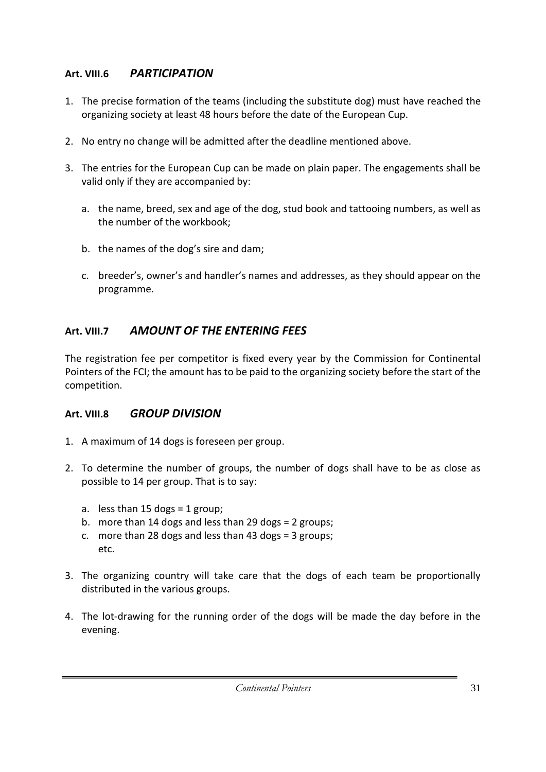## Art. VIII.6 *PARTICIPATION*

1. The precise formation of the teams (including the substitute dog) must have reached the organizing society at least 48 hours before the date of the European Cup.

2. No entry no change will be admitted after the deadline mentioned above.

3. The entries for the European Cup can be made on plain paper. The engagements shall be valid only if they are accompanied by:

   a. the name, breed, sex and age of the dog, stud book and tattooing numbers, as well as the number of the workbook;

   b. the names of the dog's sire and dam;

   c. breeder's, owner's and handler's names and addresses, as they should appear on the programme.

## Art. VIII.7 *AMOUNT OF THE ENTERING FEES*

The registration fee per competitor is fixed every year by the Commission for Continental Pointers of the FCI; the amount has to be paid to the organizing society before the start of the competition.

## Art. VIII.8 *GROUP DIVISION*

1. A maximum of 14 dogs is foreseen per group.

2. To determine the number of groups, the number of dogs shall have to be as close as possible to 14 per group. That is to say:

   a. less than 15 dogs = 1 group;
   b. more than 14 dogs and less than 29 dogs = 2 groups;
   c. more than 28 dogs and less than 43 dogs = 3 groups;
   etc.

3. The organizing country will take care that the dogs of each team be proportionally distributed in the various groups.

4. The lot-drawing for the running order of the dogs will be made the day before in the evening.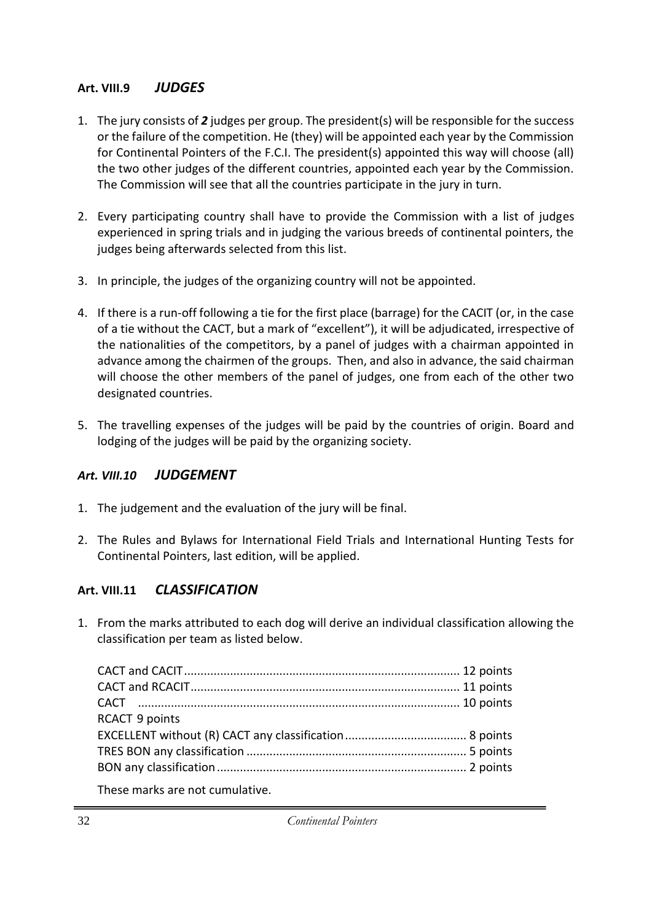### Art. VIII.9 *JUDGES*

1. The jury consists of ***2*** judges per group. The president(s) will be responsible for the success or the failure of the competition. He (they) will be appointed each year by the Commission for Continental Pointers of the F.C.I. The president(s) appointed this way will choose (all) the two other judges of the different countries, appointed each year by the Commission. The Commission will see that all the countries participate in the jury in turn.

2. Every participating country shall have to provide the Commission with a list of judges experienced in spring trials and in judging the various breeds of continental pointers, the judges being afterwards selected from this list.

3. In principle, the judges of the organizing country will not be appointed.

4. If there is a run-off following a tie for the first place (barrage) for the CACIT (or, in the case of a tie without the CACT, but a mark of "excellent"), it will be adjudicated, irrespective of the nationalities of the competitors, by a panel of judges with a chairman appointed in advance among the chairmen of the groups. Then, and also in advance, the said chairman will choose the other members of the panel of judges, one from each of the other two designated countries.

5. The travelling expenses of the judges will be paid by the countries of origin. Board and lodging of the judges will be paid by the organizing society.

### *Art. VIII.10 JUDGEMENT*

1. The judgement and the evaluation of the jury will be final.

2. The Rules and Bylaws for International Field Trials and International Hunting Tests for Continental Pointers, last edition, will be applied.

### Art. VIII.11 *CLASSIFICATION*

1. From the marks attributed to each dog will derive an individual classification allowing the classification per team as listed below.

   CACT and CACIT.................................................................................. 12 points
   CACT and RCACIT................................................................................ 11 points
   CACT ................................................................................................ 10 points
   RCACT 9 points
   EXCELLENT without (R) CACT any classification..................................... 8 points
   TRES BON any classification .................................................................. 5 points
   BON any classification........................................................................... 2 points

   These marks are not cumulative.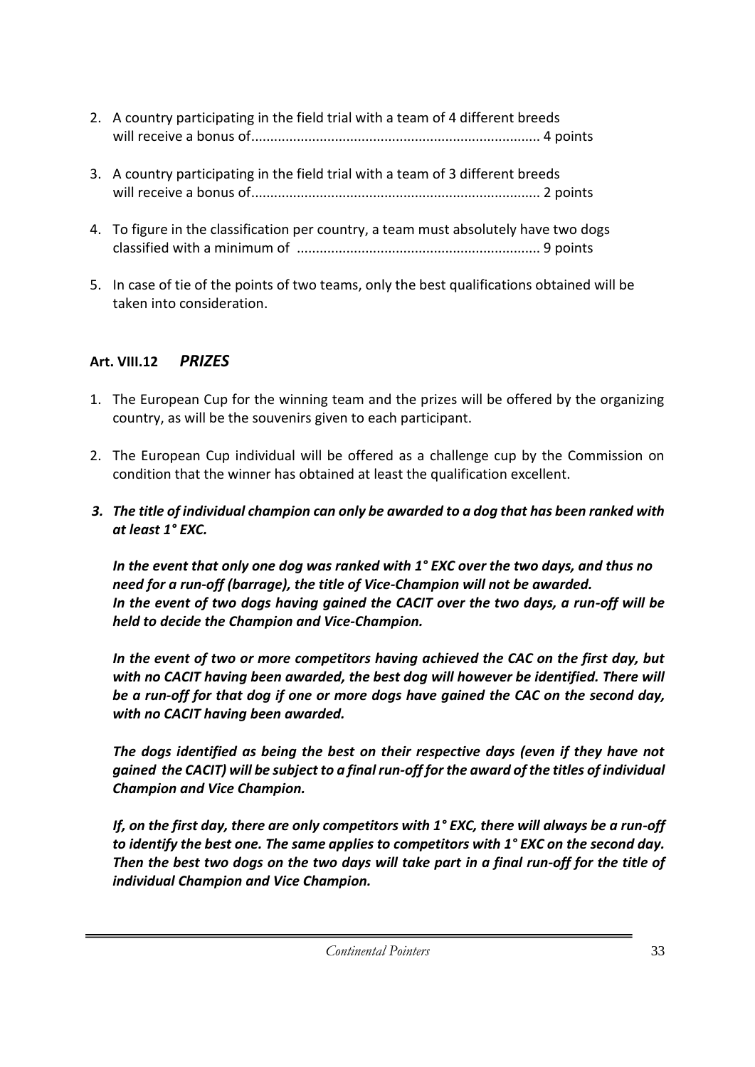2. A country participating in the field trial with a team of 4 different breeds will receive a bonus of........................................................................... 4 points

3. A country participating in the field trial with a team of 3 different breeds will receive a bonus of........................................................................... 2 points

4. To figure in the classification per country, a team must absolutely have two dogs classified with a minimum of ............................................................... 9 points

5. In case of tie of the points of two teams, only the best qualifications obtained will be taken into consideration.

### Art. VIII.12 *PRIZES*

1. The European Cup for the winning team and the prizes will be offered by the organizing country, as will be the souvenirs given to each participant.

2. The European Cup individual will be offered as a challenge cup by the Commission on condition that the winner has obtained at least the qualification excellent.

3. ***The title of individual champion can only be awarded to a dog that has been ranked with at least 1° EXC.***

   ***In the event that only one dog was ranked with 1° EXC over the two days, and thus no need for a run-off (barrage), the title of Vice-Champion will not be awarded. In the event of two dogs having gained the CACIT over the two days, a run-off will be held to decide the Champion and Vice-Champion.***

   ***In the event of two or more competitors having achieved the CAC on the first day, but with no CACIT having been awarded, the best dog will however be identified. There will be a run-off for that dog if one or more dogs have gained the CAC on the second day, with no CACIT having been awarded.***

   ***The dogs identified as being the best on their respective days (even if they have not gained the CACIT) will be subject to a final run-off for the award of the titles of individual Champion and Vice Champion.***

   ***If, on the first day, there are only competitors with 1° EXC, there will always be a run-off to identify the best one. The same applies to competitors with 1° EXC on the second day. Then the best two dogs on the two days will take part in a final run-off for the title of individual Champion and Vice Champion.***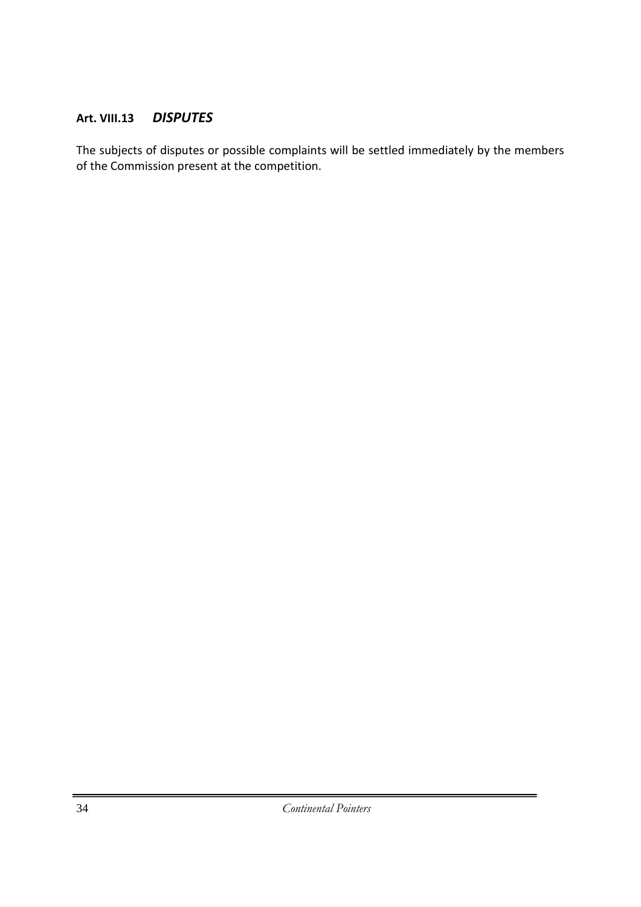### **Art. VIII.13** ***DISPUTES***

The subjects of disputes or possible complaints will be settled immediately by the members of the Commission present at the competition.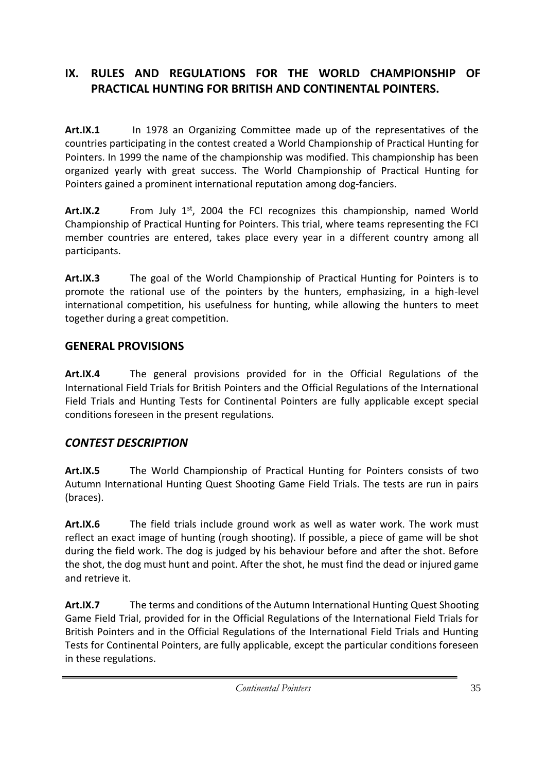## IX. RULES AND REGULATIONS FOR THE WORLD CHAMPIONSHIP OF PRACTICAL HUNTING FOR BRITISH AND CONTINENTAL POINTERS.

**Art.IX.1** In 1978 an Organizing Committee made up of the representatives of the countries participating in the contest created a World Championship of Practical Hunting for Pointers. In 1999 the name of the championship was modified. This championship has been organized yearly with great success. The World Championship of Practical Hunting for Pointers gained a prominent international reputation among dog-fanciers.

**Art.IX.2** From July 1st, 2004 the FCI recognizes this championship, named World Championship of Practical Hunting for Pointers. This trial, where teams representing the FCI member countries are entered, takes place every year in a different country among all participants.

**Art.IX.3** The goal of the World Championship of Practical Hunting for Pointers is to promote the rational use of the pointers by the hunters, emphasizing, in a high-level international competition, his usefulness for hunting, while allowing the hunters to meet together during a great competition.

## GENERAL PROVISIONS

**Art.IX.4** The general provisions provided for in the Official Regulations of the International Field Trials for British Pointers and the Official Regulations of the International Field Trials and Hunting Tests for Continental Pointers are fully applicable except special conditions foreseen in the present regulations.

## *CONTEST DESCRIPTION*

**Art.IX.5** The World Championship of Practical Hunting for Pointers consists of two Autumn International Hunting Quest Shooting Game Field Trials. The tests are run in pairs (braces).

**Art.IX.6** The field trials include ground work as well as water work. The work must reflect an exact image of hunting (rough shooting). If possible, a piece of game will be shot during the field work. The dog is judged by his behaviour before and after the shot. Before the shot, the dog must hunt and point. After the shot, he must find the dead or injured game and retrieve it.

**Art.IX.7** The terms and conditions of the Autumn International Hunting Quest Shooting Game Field Trial, provided for in the Official Regulations of the International Field Trials for British Pointers and in the Official Regulations of the International Field Trials and Hunting Tests for Continental Pointers, are fully applicable, except the particular conditions foreseen in these regulations.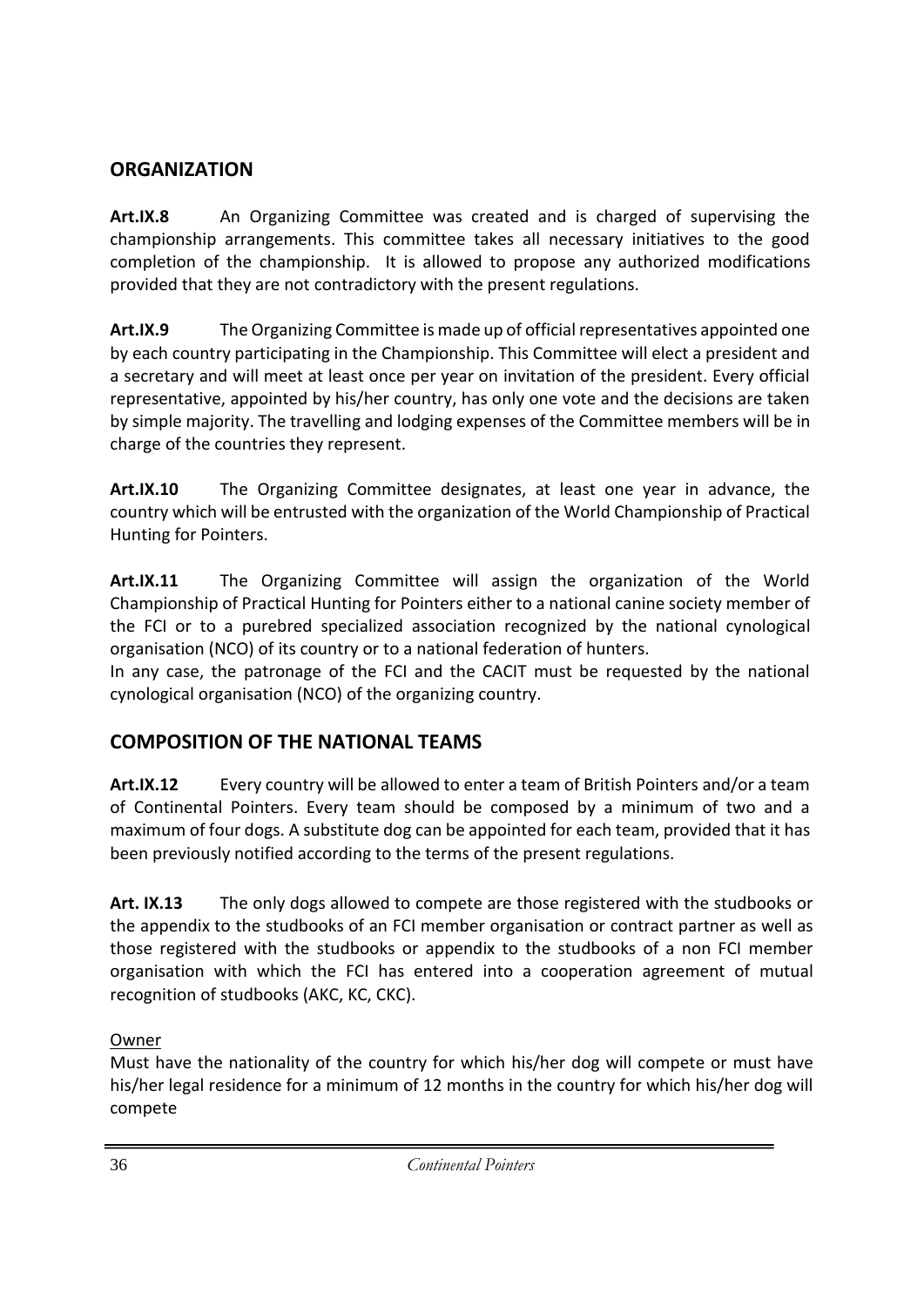## ORGANIZATION

**Art.IX.8** An Organizing Committee was created and is charged of supervising the championship arrangements. This committee takes all necessary initiatives to the good completion of the championship. It is allowed to propose any authorized modifications provided that they are not contradictory with the present regulations.

**Art.IX.9** The Organizing Committee is made up of official representatives appointed one by each country participating in the Championship. This Committee will elect a president and a secretary and will meet at least once per year on invitation of the president. Every official representative, appointed by his/her country, has only one vote and the decisions are taken by simple majority. The travelling and lodging expenses of the Committee members will be in charge of the countries they represent.

**Art.IX.10** The Organizing Committee designates, at least one year in advance, the country which will be entrusted with the organization of the World Championship of Practical Hunting for Pointers.

**Art.IX.11** The Organizing Committee will assign the organization of the World Championship of Practical Hunting for Pointers either to a national canine society member of the FCI or to a purebred specialized association recognized by the national cynological organisation (NCO) of its country or to a national federation of hunters.
In any case, the patronage of the FCI and the CACIT must be requested by the national cynological organisation (NCO) of the organizing country.

## COMPOSITION OF THE NATIONAL TEAMS

**Art.IX.12** Every country will be allowed to enter a team of British Pointers and/or a team of Continental Pointers. Every team should be composed by a minimum of two and a maximum of four dogs. A substitute dog can be appointed for each team, provided that it has been previously notified according to the terms of the present regulations.

**Art. IX.13** The only dogs allowed to compete are those registered with the studbooks or the appendix to the studbooks of an FCI member organisation or contract partner as well as those registered with the studbooks or appendix to the studbooks of a non FCI member organisation with which the FCI has entered into a cooperation agreement of mutual recognition of studbooks (AKC, KC, CKC).

Owner
Must have the nationality of the country for which his/her dog will compete or must have his/her legal residence for a minimum of 12 months in the country for which his/her dog will compete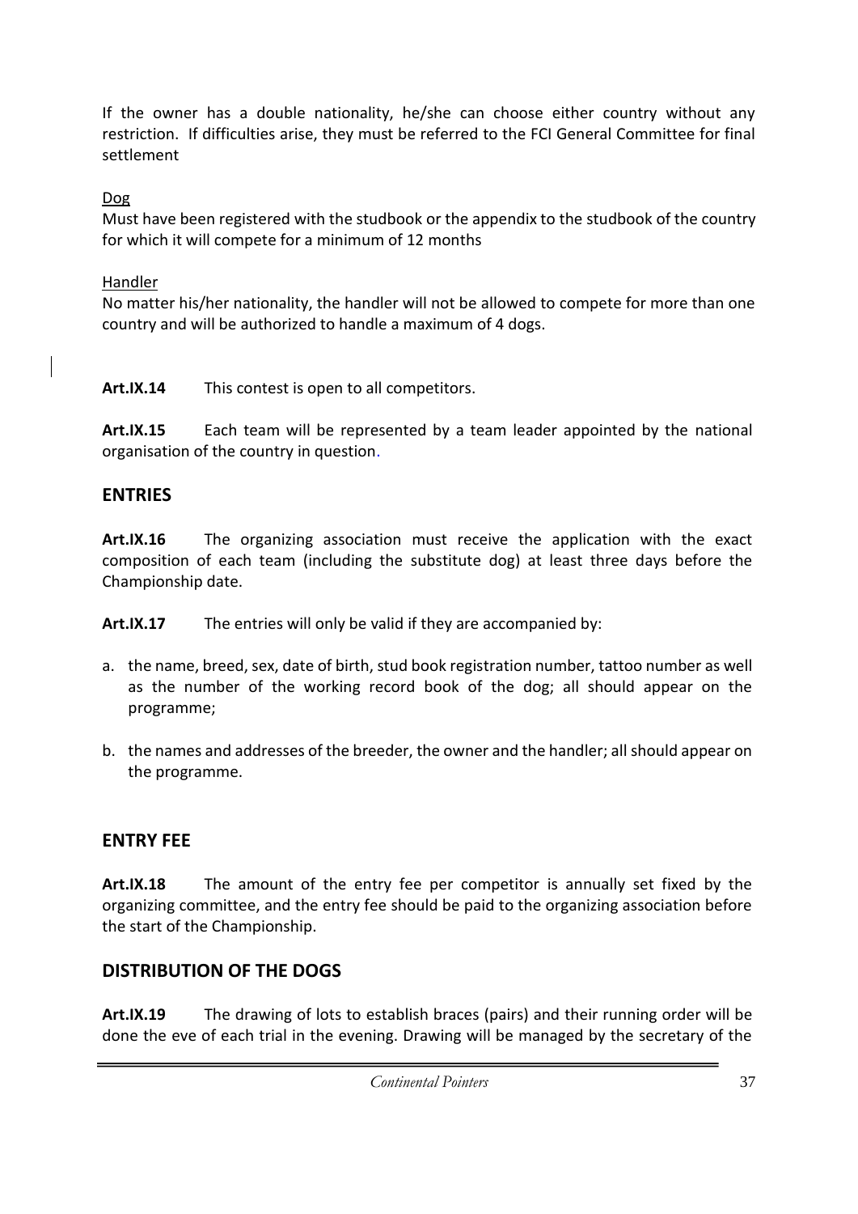If the owner has a double nationality, he/she can choose either country without any restriction. If difficulties arise, they must be referred to the FCI General Committee for final settlement

Dog

Must have been registered with the studbook or the appendix to the studbook of the country for which it will compete for a minimum of 12 months

Handler

No matter his/her nationality, the handler will not be allowed to compete for more than one country and will be authorized to handle a maximum of 4 dogs.

**Art.IX.14** This contest is open to all competitors.

**Art.IX.15** Each team will be represented by a team leader appointed by the national organisation of the country in question.

## ENTRIES

**Art.IX.16** The organizing association must receive the application with the exact composition of each team (including the substitute dog) at least three days before the Championship date.

**Art.IX.17** The entries will only be valid if they are accompanied by:

a. the name, breed, sex, date of birth, stud book registration number, tattoo number as well as the number of the working record book of the dog; all should appear on the programme;

b. the names and addresses of the breeder, the owner and the handler; all should appear on the programme.

## ENTRY FEE

**Art.IX.18** The amount of the entry fee per competitor is annually set fixed by the organizing committee, and the entry fee should be paid to the organizing association before the start of the Championship.

## DISTRIBUTION OF THE DOGS

**Art.IX.19** The drawing of lots to establish braces (pairs) and their running order will be done the eve of each trial in the evening. Drawing will be managed by the secretary of the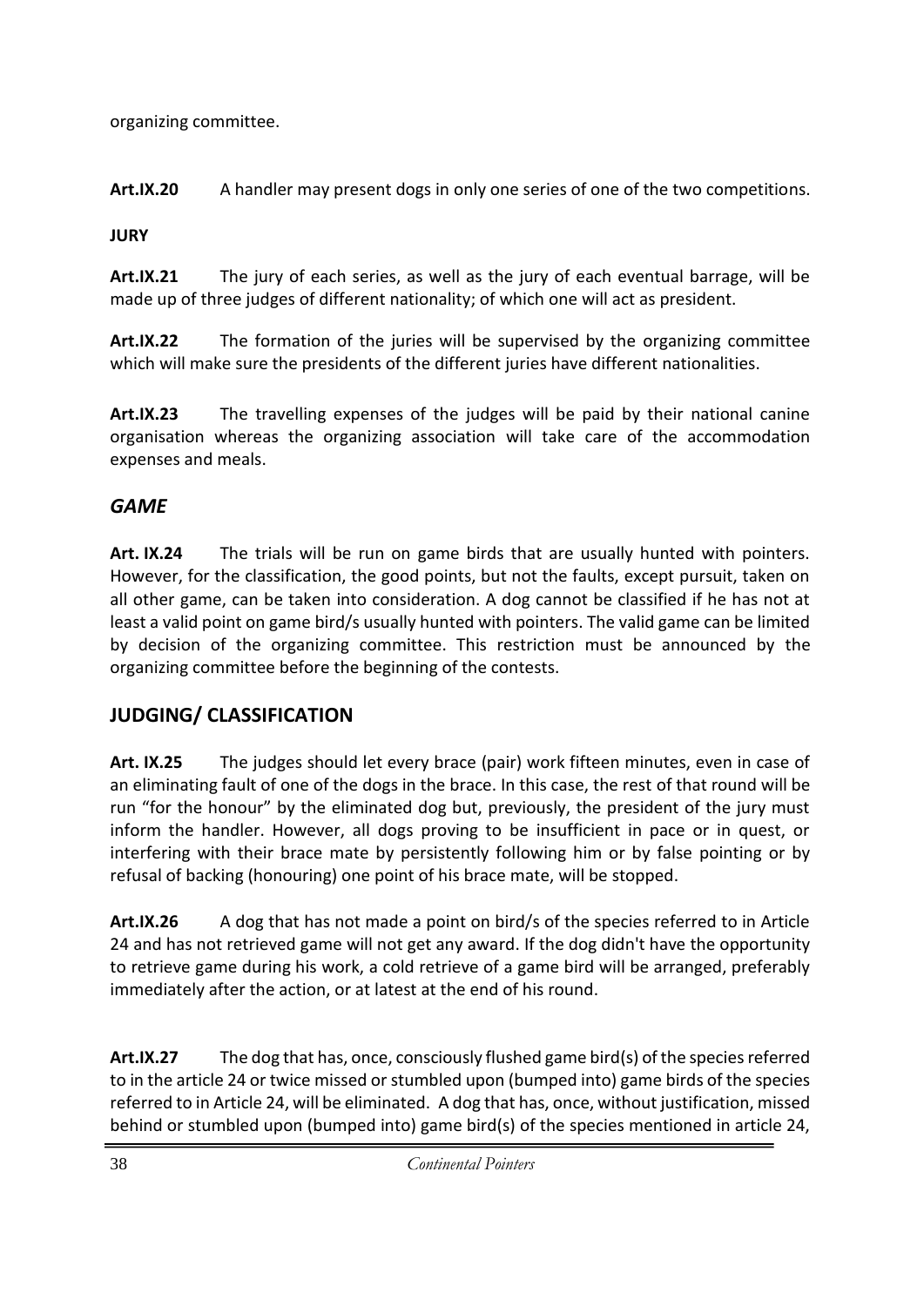organizing committee.

**Art.IX.20** A handler may present dogs in only one series of one of the two competitions.

**JURY**

**Art.IX.21** The jury of each series, as well as the jury of each eventual barrage, will be made up of three judges of different nationality; of which one will act as president.

**Art.IX.22** The formation of the juries will be supervised by the organizing committee which will make sure the presidents of the different juries have different nationalities.

**Art.IX.23** The travelling expenses of the judges will be paid by their national canine organisation whereas the organizing association will take care of the accommodation expenses and meals.

## *GAME*

**Art. IX.24** The trials will be run on game birds that are usually hunted with pointers. However, for the classification, the good points, but not the faults, except pursuit, taken on all other game, can be taken into consideration. A dog cannot be classified if he has not at least a valid point on game bird/s usually hunted with pointers. The valid game can be limited by decision of the organizing committee. This restriction must be announced by the organizing committee before the beginning of the contests.

## JUDGING/ CLASSIFICATION

**Art. IX.25** The judges should let every brace (pair) work fifteen minutes, even in case of an eliminating fault of one of the dogs in the brace. In this case, the rest of that round will be run "for the honour" by the eliminated dog but, previously, the president of the jury must inform the handler. However, all dogs proving to be insufficient in pace or in quest, or interfering with their brace mate by persistently following him or by false pointing or by refusal of backing (honouring) one point of his brace mate, will be stopped.

**Art.IX.26** A dog that has not made a point on bird/s of the species referred to in Article 24 and has not retrieved game will not get any award. If the dog didn't have the opportunity to retrieve game during his work, a cold retrieve of a game bird will be arranged, preferably immediately after the action, or at latest at the end of his round.

**Art.IX.27** The dog that has, once, consciously flushed game bird(s) of the species referred to in the article 24 or twice missed or stumbled upon (bumped into) game birds of the species referred to in Article 24, will be eliminated. A dog that has, once, without justification, missed behind or stumbled upon (bumped into) game bird(s) of the species mentioned in article 24,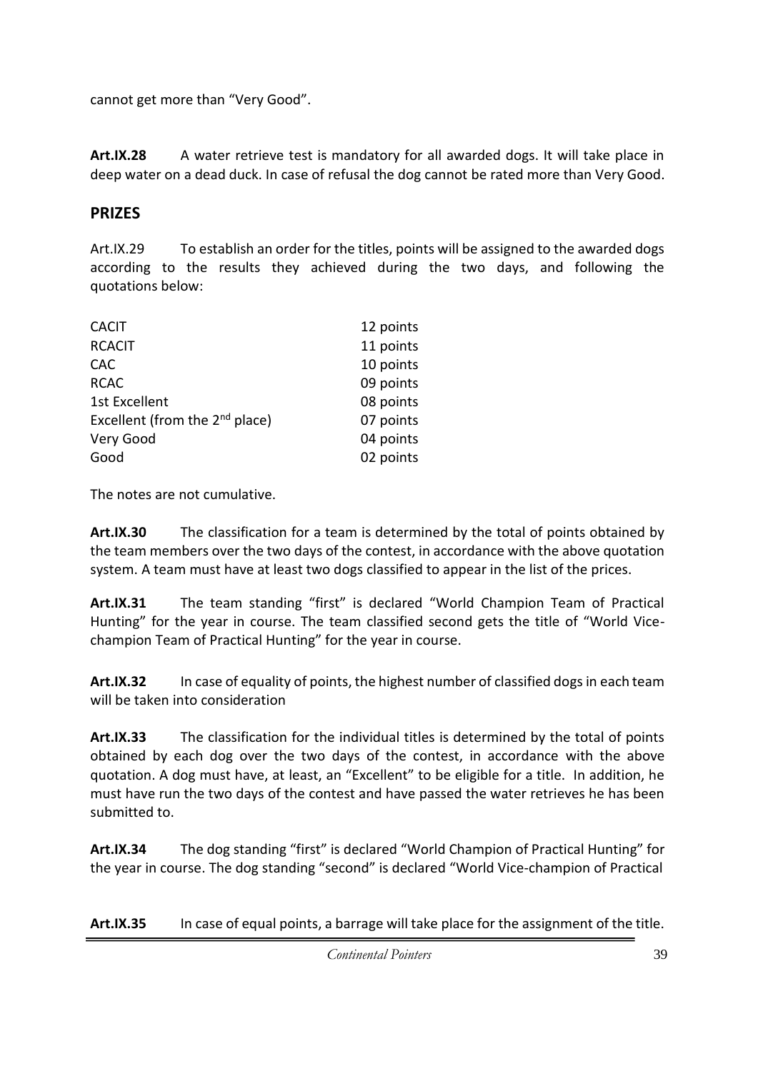cannot get more than "Very Good".

**Art.IX.28** A water retrieve test is mandatory for all awarded dogs. It will take place in deep water on a dead duck. In case of refusal the dog cannot be rated more than Very Good.

## PRIZES

Art.IX.29 To establish an order for the titles, points will be assigned to the awarded dogs according to the results they achieved during the two days, and following the quotations below:

| | |
|---|---|
| CACIT | 12 points |
| RCACIT | 11 points |
| CAC | 10 points |
| RCAC | 09 points |
| 1st Excellent | 08 points |
| Excellent (from the 2nd place) | 07 points |
| Very Good | 04 points |
| Good | 02 points |

The notes are not cumulative.

**Art.IX.30** The classification for a team is determined by the total of points obtained by the team members over the two days of the contest, in accordance with the above quotation system. A team must have at least two dogs classified to appear in the list of the prices.

**Art.IX.31** The team standing "first" is declared "World Champion Team of Practical Hunting" for the year in course. The team classified second gets the title of "World Vice-champion Team of Practical Hunting" for the year in course.

**Art.IX.32** In case of equality of points, the highest number of classified dogs in each team will be taken into consideration

**Art.IX.33** The classification for the individual titles is determined by the total of points obtained by each dog over the two days of the contest, in accordance with the above quotation. A dog must have, at least, an "Excellent" to be eligible for a title. In addition, he must have run the two days of the contest and have passed the water retrieves he has been submitted to.

**Art.IX.34** The dog standing "first" is declared "World Champion of Practical Hunting" for the year in course. The dog standing "second" is declared "World Vice-champion of Practical

**Art.IX.35** In case of equal points, a barrage will take place for the assignment of the title.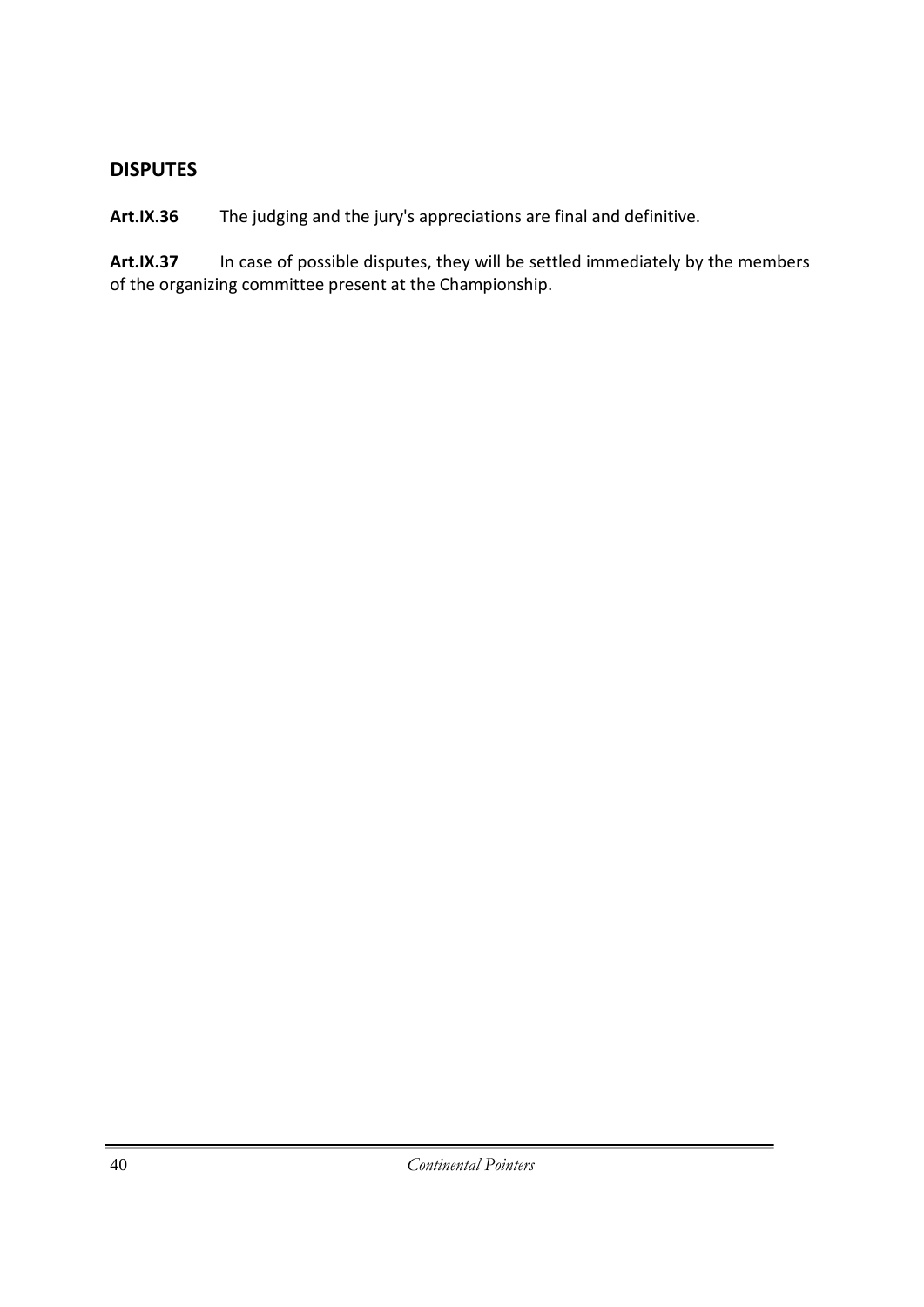## DISPUTES

**Art.IX.36** The judging and the jury's appreciations are final and definitive.

**Art.IX.37** In case of possible disputes, they will be settled immediately by the members of the organizing committee present at the Championship.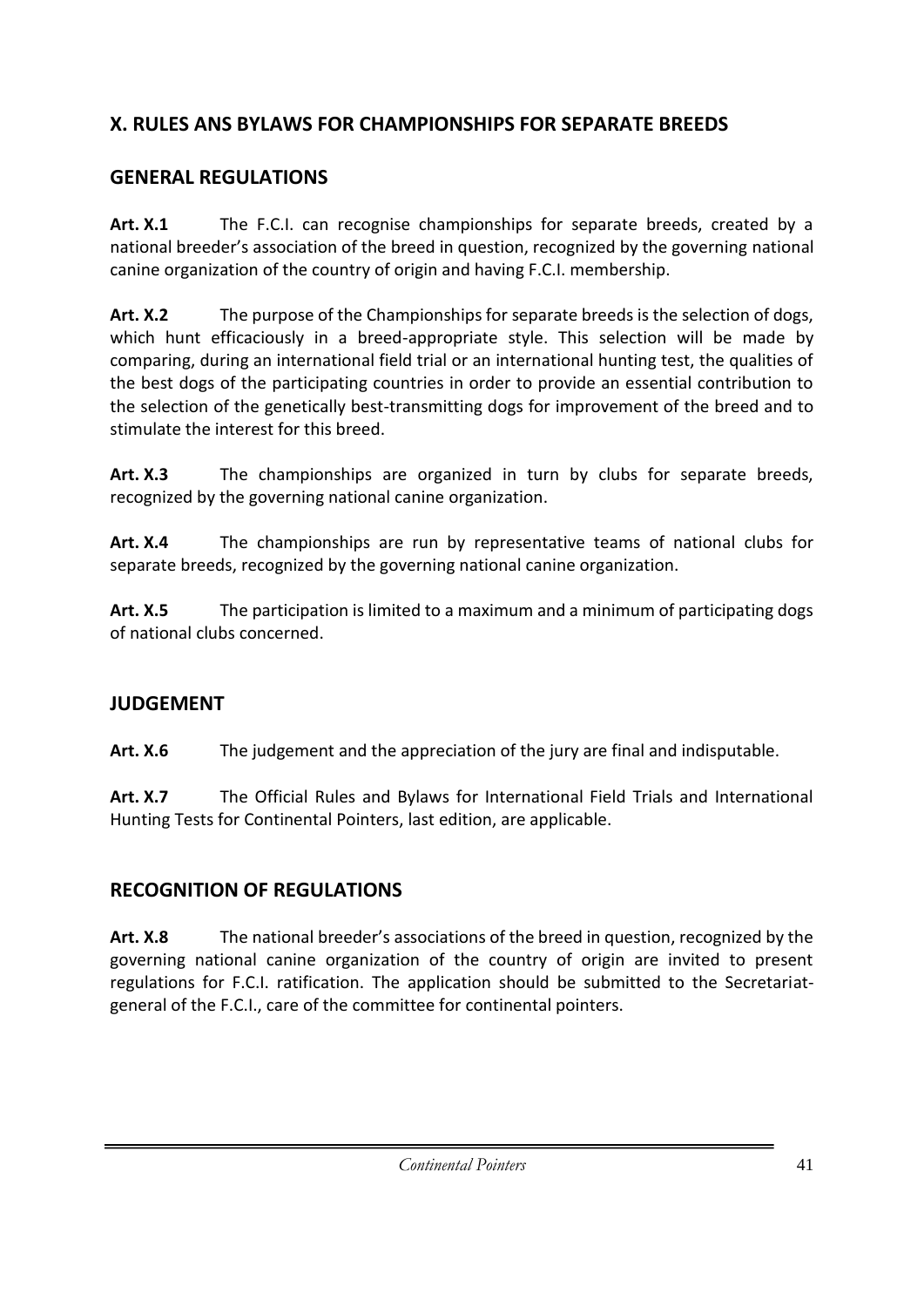## X. RULES ANS BYLAWS FOR CHAMPIONSHIPS FOR SEPARATE BREEDS

### GENERAL REGULATIONS

**Art. X.1** The F.C.I. can recognise championships for separate breeds, created by a national breeder's association of the breed in question, recognized by the governing national canine organization of the country of origin and having F.C.I. membership.

**Art. X.2** The purpose of the Championships for separate breeds is the selection of dogs, which hunt efficaciously in a breed-appropriate style. This selection will be made by comparing, during an international field trial or an international hunting test, the qualities of the best dogs of the participating countries in order to provide an essential contribution to the selection of the genetically best-transmitting dogs for improvement of the breed and to stimulate the interest for this breed.

**Art. X.3** The championships are organized in turn by clubs for separate breeds, recognized by the governing national canine organization.

**Art. X.4** The championships are run by representative teams of national clubs for separate breeds, recognized by the governing national canine organization.

**Art. X.5** The participation is limited to a maximum and a minimum of participating dogs of national clubs concerned.

### JUDGEMENT

**Art. X.6** The judgement and the appreciation of the jury are final and indisputable.

**Art. X.7** The Official Rules and Bylaws for International Field Trials and International Hunting Tests for Continental Pointers, last edition, are applicable.

### RECOGNITION OF REGULATIONS

**Art. X.8** The national breeder's associations of the breed in question, recognized by the governing national canine organization of the country of origin are invited to present regulations for F.C.I. ratification. The application should be submitted to the Secretariat-general of the F.C.I., care of the committee for continental pointers.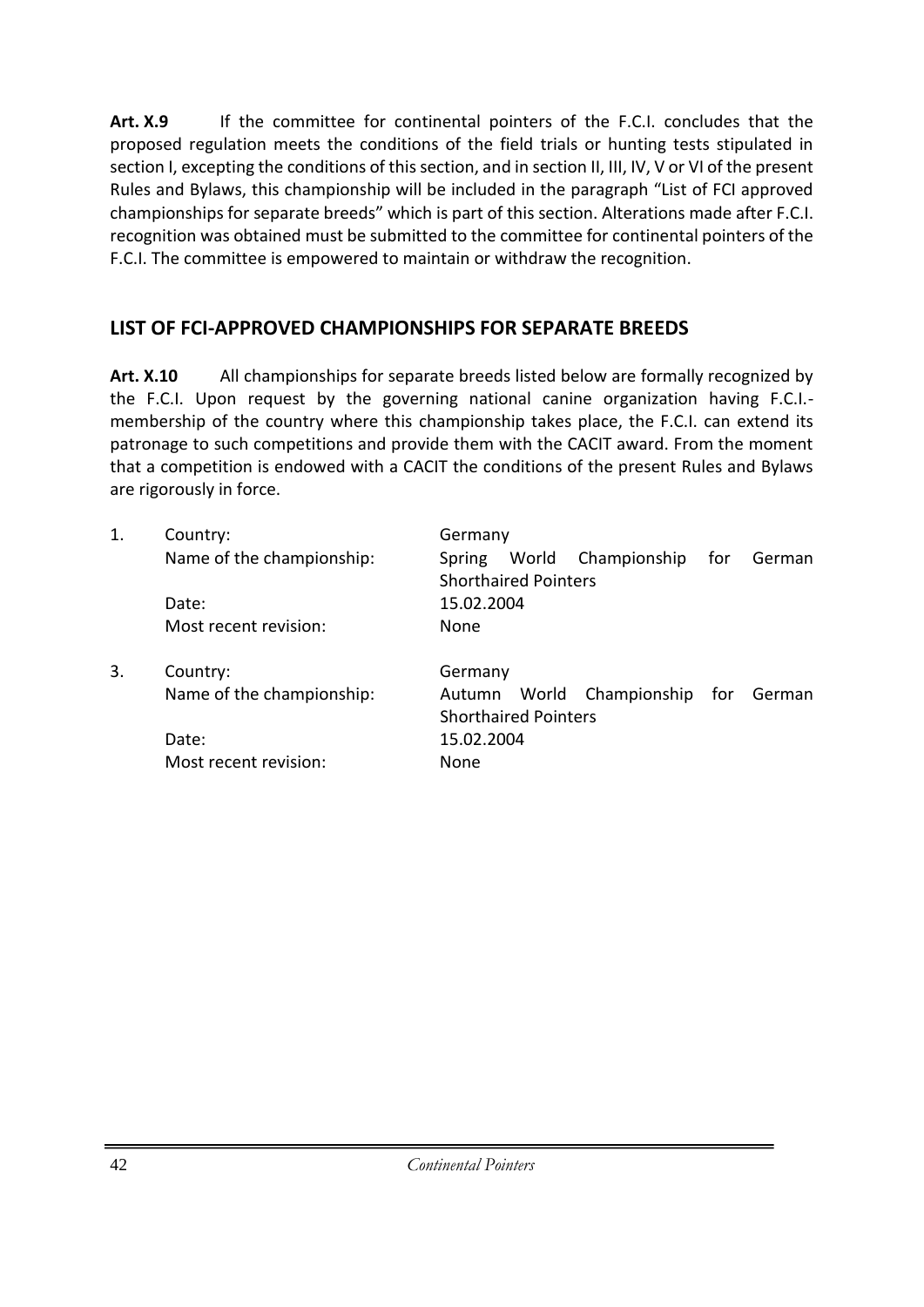**Art. X.9** If the committee for continental pointers of the F.C.I. concludes that the proposed regulation meets the conditions of the field trials or hunting tests stipulated in section I, excepting the conditions of this section, and in section II, III, IV, V or VI of the present Rules and Bylaws, this championship will be included in the paragraph “List of FCI approved championships for separate breeds” which is part of this section. Alterations made after F.C.I. recognition was obtained must be submitted to the committee for continental pointers of the F.C.I. The committee is empowered to maintain or withdraw the recognition.

## LIST OF FCI-APPROVED CHAMPIONSHIPS FOR SEPARATE BREEDS

**Art. X.10** All championships for separate breeds listed below are formally recognized by the F.C.I. Upon request by the governing national canine organization having F.C.I.-membership of the country where this championship takes place, the F.C.I. can extend its patronage to such competitions and provide them with the CACIT award. From the moment that a competition is endowed with a CACIT the conditions of the present Rules and Bylaws are rigorously in force.

| | | |
|---|---|---|
| 1. | Country: | Germany |
| | Name of the championship: | Spring World Championship for German Shorthaired Pointers |
| | Date: | 15.02.2004 |
| | Most recent revision: | None |
| 3. | Country: | Germany |
| | Name of the championship: | Autumn World Championship for German Shorthaired Pointers |
| | Date: | 15.02.2004 |
| | Most recent revision: | None |